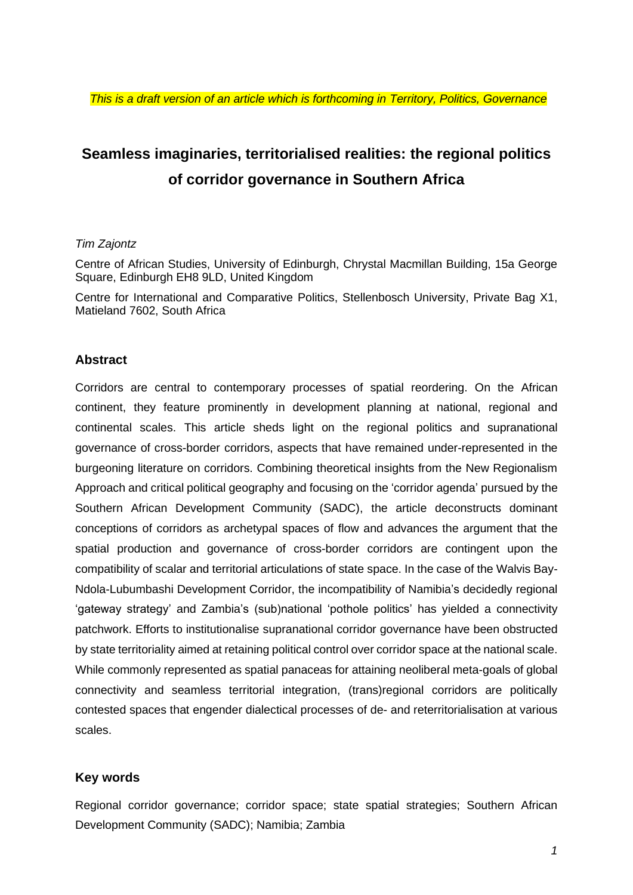*This is a draft version of an article which is forthcoming in Territory, Politics, Governance*

# Seamless imaginaries, territorialised realities: the regional politics of corridor governance in Southern Africa

*Tim Zajontz*

Centre of African Studies, University of Edinburgh, Chrystal Macmillan Building, 15a George Square, Edinburgh EH8 9LD, United Kingdom

Centre for International and Comparative Politics, Stellenbosch University, Private Bag X1, Matieland 7602, South Africa

## Abstract

Corridors are central to contemporary processes of spatial reordering. On the African continent, they feature prominently in development planning at national, regional and continental scales. This article sheds light on the regional politics and supranational governance of cross-border corridors, aspects that have remained under-represented in the burgeoning literature on corridors. Combining theoretical insights from the New Regionalism Approach and critical political geography and focusing on the 'corridor agenda' pursued by the Southern African Development Community (SADC), the article deconstructs dominant conceptions of corridors as archetypal spaces of flow and advances the argument that the spatial production and governance of cross-border corridors are contingent upon the compatibility of scalar and territorial articulations of state space. In the case of the Walvis Bay-Ndola-Lubumbashi Development Corridor, the incompatibility of Namibia's decidedly regional 'gateway strategy' and Zambia's (sub)national 'pothole politics' has yielded a connectivity patchwork. Efforts to institutionalise supranational corridor governance have been obstructed by state territoriality aimed at retaining political control over corridor space at the national scale. While commonly represented as spatial panaceas for attaining neoliberal meta-goals of global connectivity and seamless territorial integration, (trans)regional corridors are politically contested spaces that engender dialectical processes of de- and reterritorialisation at various scales.

## Key words

Regional corridor governance; corridor space; state spatial strategies; Southern African Development Community (SADC); Namibia; Zambia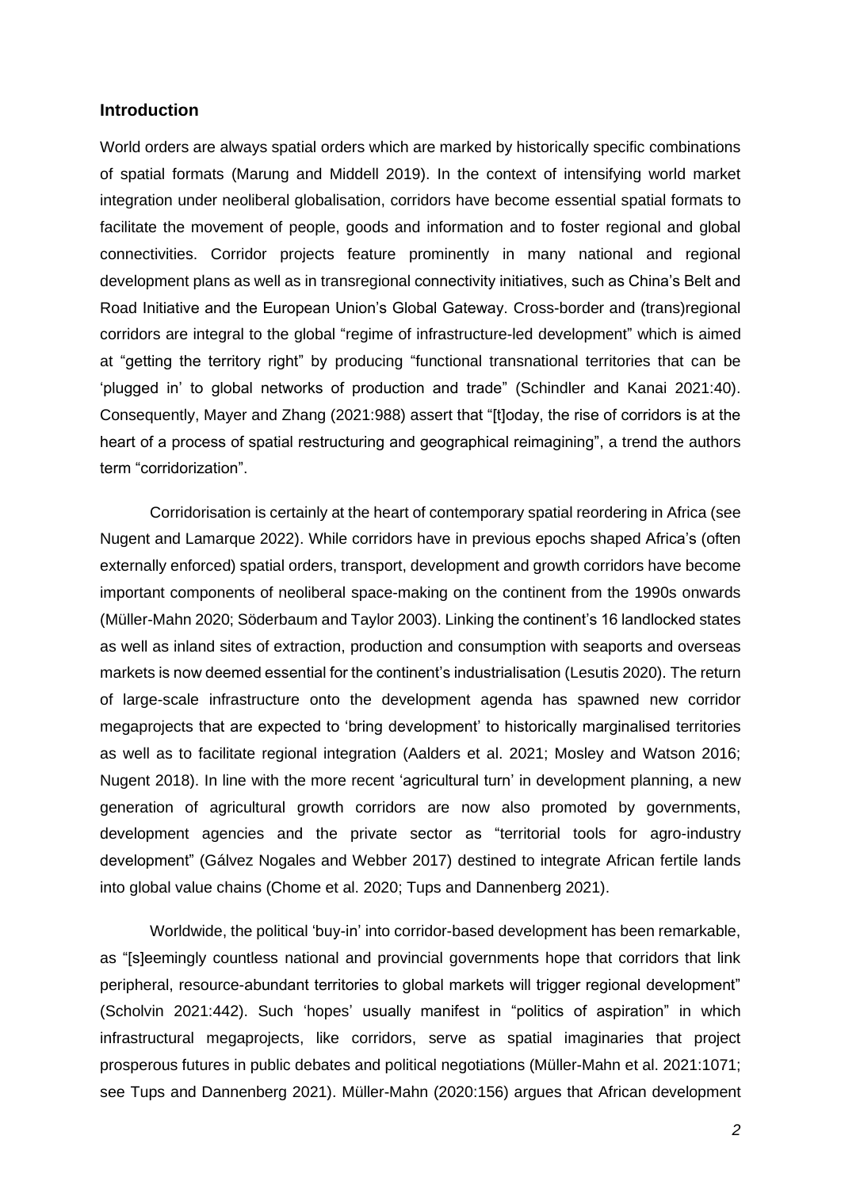## Introduction

World orders are always spatial orders which are marked by historically specific combinations of spatial formats (Marung and Middell 2019). In the context of intensifying world market integration under neoliberal globalisation, corridors have become essential spatial formats to facilitate the movement of people, goods and information and to foster regional and global connectivities. Corridor projects feature prominently in many national and regional development plans as well as in transregional connectivity initiatives, such as China's Belt and Road Initiative and the European Union's Global Gateway. Cross-border and (trans)regional corridors are integral to the global "regime of infrastructure-led development" which is aimed at "getting the territory right" by producing "functional transnational territories that can be 'plugged in' to global networks of production and trade" (Schindler and Kanai 2021:40). Consequently, Mayer and Zhang (2021:988) assert that "[t]oday, the rise of corridors is at the heart of a process of spatial restructuring and geographical reimagining", a trend the authors term "corridorization".

Corridorisation is certainly at the heart of contemporary spatial reordering in Africa (see Nugent and Lamarque 2022). While corridors have in previous epochs shaped Africa's (often externally enforced) spatial orders, transport, development and growth corridors have become important components of neoliberal space-making on the continent from the 1990s onwards (Müller-Mahn 2020; Söderbaum and Taylor 2003). Linking the continent's 16 landlocked states as well as inland sites of extraction, production and consumption with seaports and overseas markets is now deemed essential for the continent's industrialisation (Lesutis 2020). The return of large-scale infrastructure onto the development agenda has spawned new corridor megaprojects that are expected to 'bring development' to historically marginalised territories as well as to facilitate regional integration (Aalders et al. 2021; Mosley and Watson 2016; Nugent 2018). In line with the more recent 'agricultural turn' in development planning, a new generation of agricultural growth corridors are now also promoted by governments, development agencies and the private sector as "territorial tools for agro-industry development" (Gálvez Nogales and Webber 2017) destined to integrate African fertile lands into global value chains (Chome et al. 2020; Tups and Dannenberg 2021).

Worldwide, the political 'buy-in' into corridor-based development has been remarkable, as "[s]eemingly countless national and provincial governments hope that corridors that link peripheral, resource-abundant territories to global markets will trigger regional development" (Scholvin 2021:442). Such 'hopes' usually manifest in "politics of aspiration" in which infrastructural megaprojects, like corridors, serve as spatial imaginaries that project prosperous futures in public debates and political negotiations (Müller-Mahn et al. 2021:1071; see Tups and Dannenberg 2021). Müller-Mahn (2020:156) argues that African development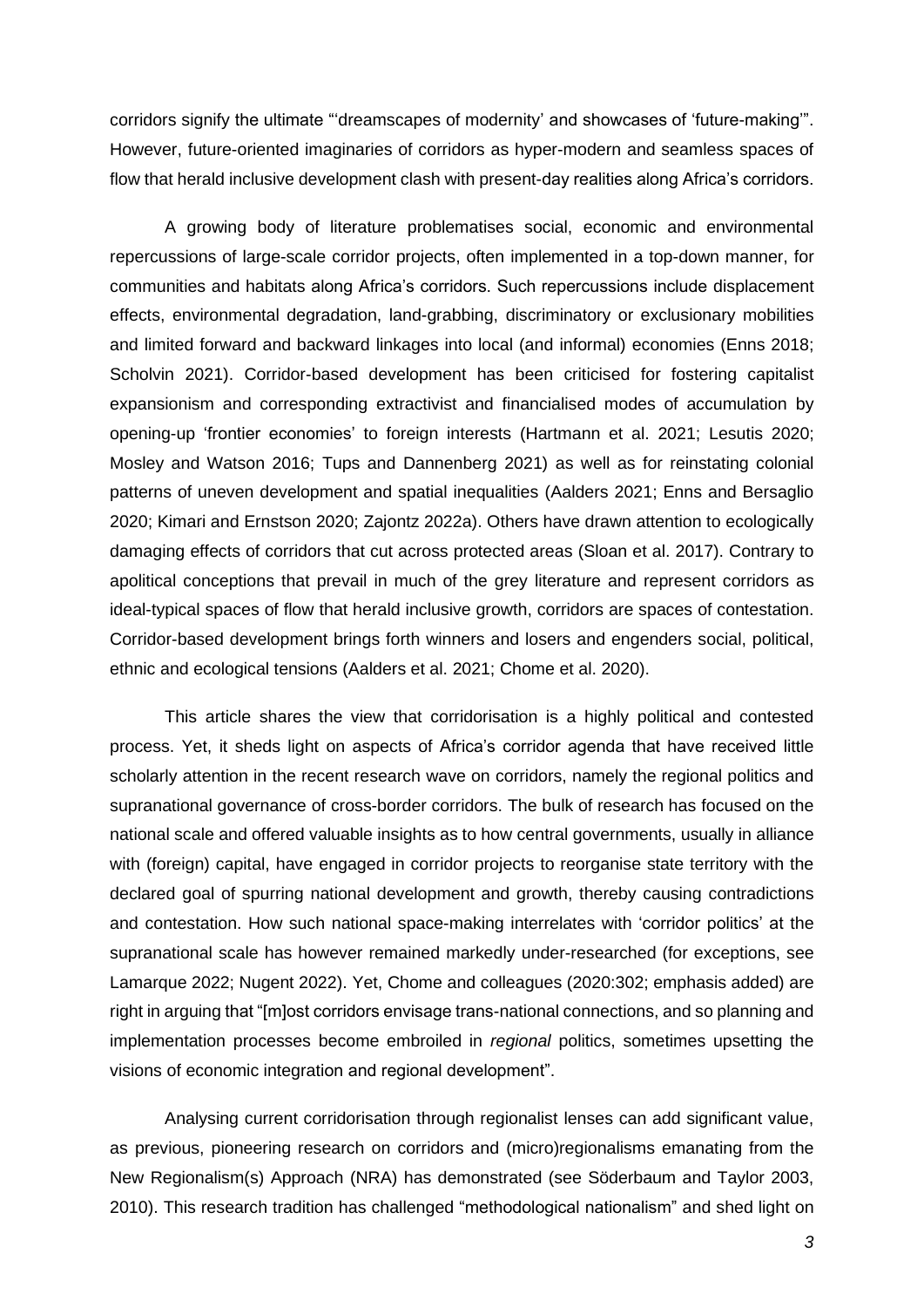corridors signify the ultimate "'dreamscapes of modernity' and showcases of 'future-making'". However, future-oriented imaginaries of corridors as hyper-modern and seamless spaces of flow that herald inclusive development clash with present-day realities along Africa's corridors.

A growing body of literature problematises social, economic and environmental repercussions of large-scale corridor projects, often implemented in a top-down manner, for communities and habitats along Africa's corridors. Such repercussions include displacement effects, environmental degradation, land-grabbing, discriminatory or exclusionary mobilities and limited forward and backward linkages into local (and informal) economies (Enns 2018; Scholvin 2021). Corridor-based development has been criticised for fostering capitalist expansionism and corresponding extractivist and financialised modes of accumulation by opening-up 'frontier economies' to foreign interests (Hartmann et al. 2021; Lesutis 2020; Mosley and Watson 2016; Tups and Dannenberg 2021) as well as for reinstating colonial patterns of uneven development and spatial inequalities (Aalders 2021; Enns and Bersaglio 2020; Kimari and Ernstson 2020; Zajontz 2022a). Others have drawn attention to ecologically damaging effects of corridors that cut across protected areas (Sloan et al. 2017). Contrary to apolitical conceptions that prevail in much of the grey literature and represent corridors as ideal-typical spaces of flow that herald inclusive growth, corridors are spaces of contestation. Corridor-based development brings forth winners and losers and engenders social, political, ethnic and ecological tensions (Aalders et al. 2021; Chome et al. 2020).

This article shares the view that corridorisation is a highly political and contested process. Yet, it sheds light on aspects of Africa's corridor agenda that have received little scholarly attention in the recent research wave on corridors, namely the regional politics and supranational governance of cross-border corridors. The bulk of research has focused on the national scale and offered valuable insights as to how central governments, usually in alliance with (foreign) capital, have engaged in corridor projects to reorganise state territory with the declared goal of spurring national development and growth, thereby causing contradictions and contestation. How such national space-making interrelates with 'corridor politics' at the supranational scale has however remained markedly under-researched (for exceptions, see Lamarque 2022; Nugent 2022). Yet, Chome and colleagues (2020:302; emphasis added) are right in arguing that "[m]ost corridors envisage trans-national connections, and so planning and implementation processes become embroiled in *regional* politics, sometimes upsetting the visions of economic integration and regional development".

Analysing current corridorisation through regionalist lenses can add significant value, as previous, pioneering research on corridors and (micro)regionalisms emanating from the New Regionalism(s) Approach (NRA) has demonstrated (see Söderbaum and Taylor 2003, 2010). This research tradition has challenged "methodological nationalism" and shed light on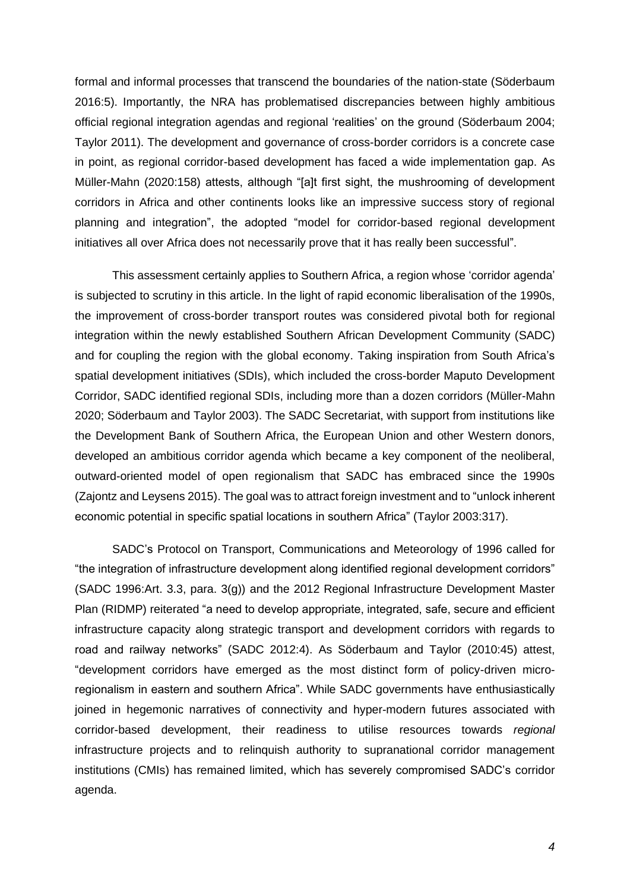formal and informal processes that transcend the boundaries of the nation-state (Söderbaum 2016:5). Importantly, the NRA has problematised discrepancies between highly ambitious official regional integration agendas and regional 'realities' on the ground (Söderbaum 2004; Taylor 2011). The development and governance of cross-border corridors is a concrete case in point, as regional corridor-based development has faced a wide implementation gap. As Müller-Mahn (2020:158) attests, although "[a]t first sight, the mushrooming of development corridors in Africa and other continents looks like an impressive success story of regional planning and integration", the adopted "model for corridor-based regional development initiatives all over Africa does not necessarily prove that it has really been successful".

This assessment certainly applies to Southern Africa, a region whose 'corridor agenda' is subjected to scrutiny in this article. In the light of rapid economic liberalisation of the 1990s, the improvement of cross-border transport routes was considered pivotal both for regional integration within the newly established Southern African Development Community (SADC) and for coupling the region with the global economy. Taking inspiration from South Africa's spatial development initiatives (SDIs), which included the cross-border Maputo Development Corridor, SADC identified regional SDIs, including more than a dozen corridors (Müller-Mahn 2020; Söderbaum and Taylor 2003). The SADC Secretariat, with support from institutions like the Development Bank of Southern Africa, the European Union and other Western donors, developed an ambitious corridor agenda which became a key component of the neoliberal, outward-oriented model of open regionalism that SADC has embraced since the 1990s (Zajontz and Leysens 2015). The goal was to attract foreign investment and to "unlock inherent economic potential in specific spatial locations in southern Africa" (Taylor 2003:317).

SADC's Protocol on Transport, Communications and Meteorology of 1996 called for "the integration of infrastructure development along identified regional development corridors" (SADC 1996:Art. 3.3, para. 3(g)) and the 2012 Regional Infrastructure Development Master Plan (RIDMP) reiterated "a need to develop appropriate, integrated, safe, secure and efficient infrastructure capacity along strategic transport and development corridors with regards to road and railway networks" (SADC 2012:4). As Söderbaum and Taylor (2010:45) attest, "development corridors have emerged as the most distinct form of policy-driven micro-regionalism in eastern and southern Africa". While SADC governments have enthusiastically joined in hegemonic narratives of connectivity and hyper-modern futures associated with corridor-based development, their readiness to utilise resources towards *regional* infrastructure projects and to relinquish authority to supranational corridor management institutions (CMIs) has remained limited, which has severely compromised SADC's corridor agenda.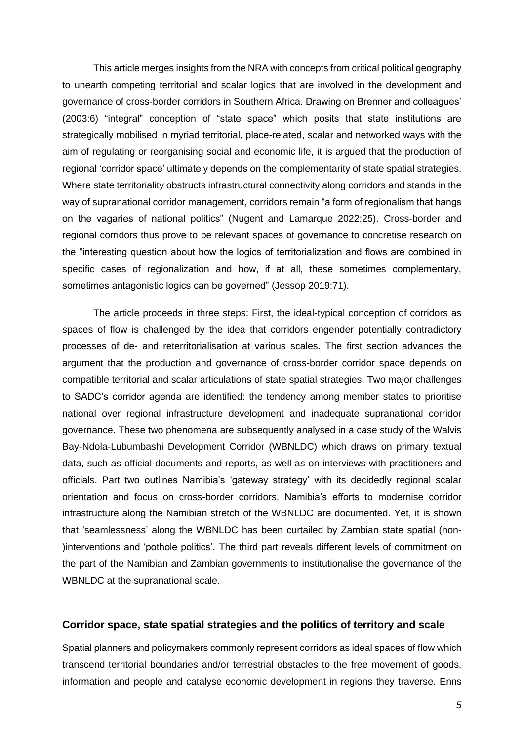This article merges insights from the NRA with concepts from critical political geography to unearth competing territorial and scalar logics that are involved in the development and governance of cross-border corridors in Southern Africa. Drawing on Brenner and colleagues' (2003:6) "integral" conception of "state space" which posits that state institutions are strategically mobilised in myriad territorial, place-related, scalar and networked ways with the aim of regulating or reorganising social and economic life, it is argued that the production of regional 'corridor space' ultimately depends on the complementarity of state spatial strategies. Where state territoriality obstructs infrastructural connectivity along corridors and stands in the way of supranational corridor management, corridors remain "a form of regionalism that hangs on the vagaries of national politics" (Nugent and Lamarque 2022:25). Cross-border and regional corridors thus prove to be relevant spaces of governance to concretise research on the "interesting question about how the logics of territorialization and flows are combined in specific cases of regionalization and how, if at all, these sometimes complementary, sometimes antagonistic logics can be governed" (Jessop 2019:71).

The article proceeds in three steps: First, the ideal-typical conception of corridors as spaces of flow is challenged by the idea that corridors engender potentially contradictory processes of de- and reterritorialisation at various scales. The first section advances the argument that the production and governance of cross-border corridor space depends on compatible territorial and scalar articulations of state spatial strategies. Two major challenges to SADC's corridor agenda are identified: the tendency among member states to prioritise national over regional infrastructure development and inadequate supranational corridor governance. These two phenomena are subsequently analysed in a case study of the Walvis Bay-Ndola-Lubumbashi Development Corridor (WBNLDC) which draws on primary textual data, such as official documents and reports, as well as on interviews with practitioners and officials. Part two outlines Namibia's 'gateway strategy' with its decidedly regional scalar orientation and focus on cross-border corridors. Namibia's efforts to modernise corridor infrastructure along the Namibian stretch of the WBNLDC are documented. Yet, it is shown that 'seamlessness' along the WBNLDC has been curtailed by Zambian state spatial (non-)interventions and 'pothole politics'. The third part reveals different levels of commitment on the part of the Namibian and Zambian governments to institutionalise the governance of the WBNLDC at the supranational scale.

## Corridor space, state spatial strategies and the politics of territory and scale

Spatial planners and policymakers commonly represent corridors as ideal spaces of flow which transcend territorial boundaries and/or terrestrial obstacles to the free movement of goods, information and people and catalyse economic development in regions they traverse. Enns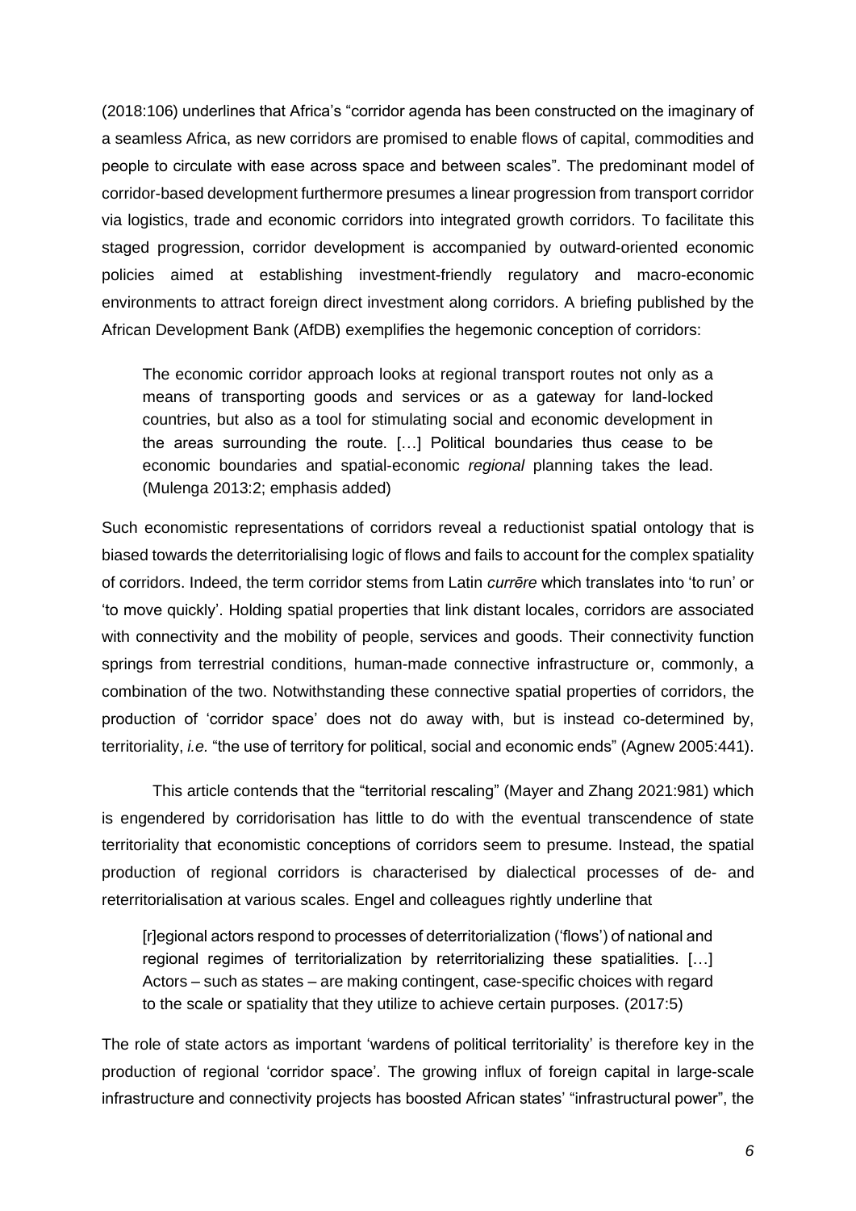(2018:106) underlines that Africa's "corridor agenda has been constructed on the imaginary of a seamless Africa, as new corridors are promised to enable flows of capital, commodities and people to circulate with ease across space and between scales". The predominant model of corridor-based development furthermore presumes a linear progression from transport corridor via logistics, trade and economic corridors into integrated growth corridors. To facilitate this staged progression, corridor development is accompanied by outward-oriented economic policies aimed at establishing investment-friendly regulatory and macro-economic environments to attract foreign direct investment along corridors. A briefing published by the African Development Bank (AfDB) exemplifies the hegemonic conception of corridors:

> The economic corridor approach looks at regional transport routes not only as a means of transporting goods and services or as a gateway for land-locked countries, but also as a tool for stimulating social and economic development in the areas surrounding the route. […] Political boundaries thus cease to be economic boundaries and spatial-economic *regional* planning takes the lead. (Mulenga 2013:2; emphasis added)

Such economistic representations of corridors reveal a reductionist spatial ontology that is biased towards the deterritorialising logic of flows and fails to account for the complex spatiality of corridors. Indeed, the term corridor stems from Latin *currēre* which translates into 'to run' or 'to move quickly'. Holding spatial properties that link distant locales, corridors are associated with connectivity and the mobility of people, services and goods. Their connectivity function springs from terrestrial conditions, human-made connective infrastructure or, commonly, a combination of the two. Notwithstanding these connective spatial properties of corridors, the production of 'corridor space' does not do away with, but is instead co-determined by, territoriality, *i.e.* "the use of territory for political, social and economic ends" (Agnew 2005:441).

This article contends that the "territorial rescaling" (Mayer and Zhang 2021:981) which is engendered by corridorisation has little to do with the eventual transcendence of state territoriality that economistic conceptions of corridors seem to presume. Instead, the spatial production of regional corridors is characterised by dialectical processes of de- and reterritorialisation at various scales. Engel and colleagues rightly underline that

> [r]egional actors respond to processes of deterritorialization ('flows') of national and regional regimes of territorialization by reterritorializing these spatialities. […] Actors – such as states – are making contingent, case-specific choices with regard to the scale or spatiality that they utilize to achieve certain purposes. (2017:5)

The role of state actors as important 'wardens of political territoriality' is therefore key in the production of regional 'corridor space'. The growing influx of foreign capital in large-scale infrastructure and connectivity projects has boosted African states' "infrastructural power", the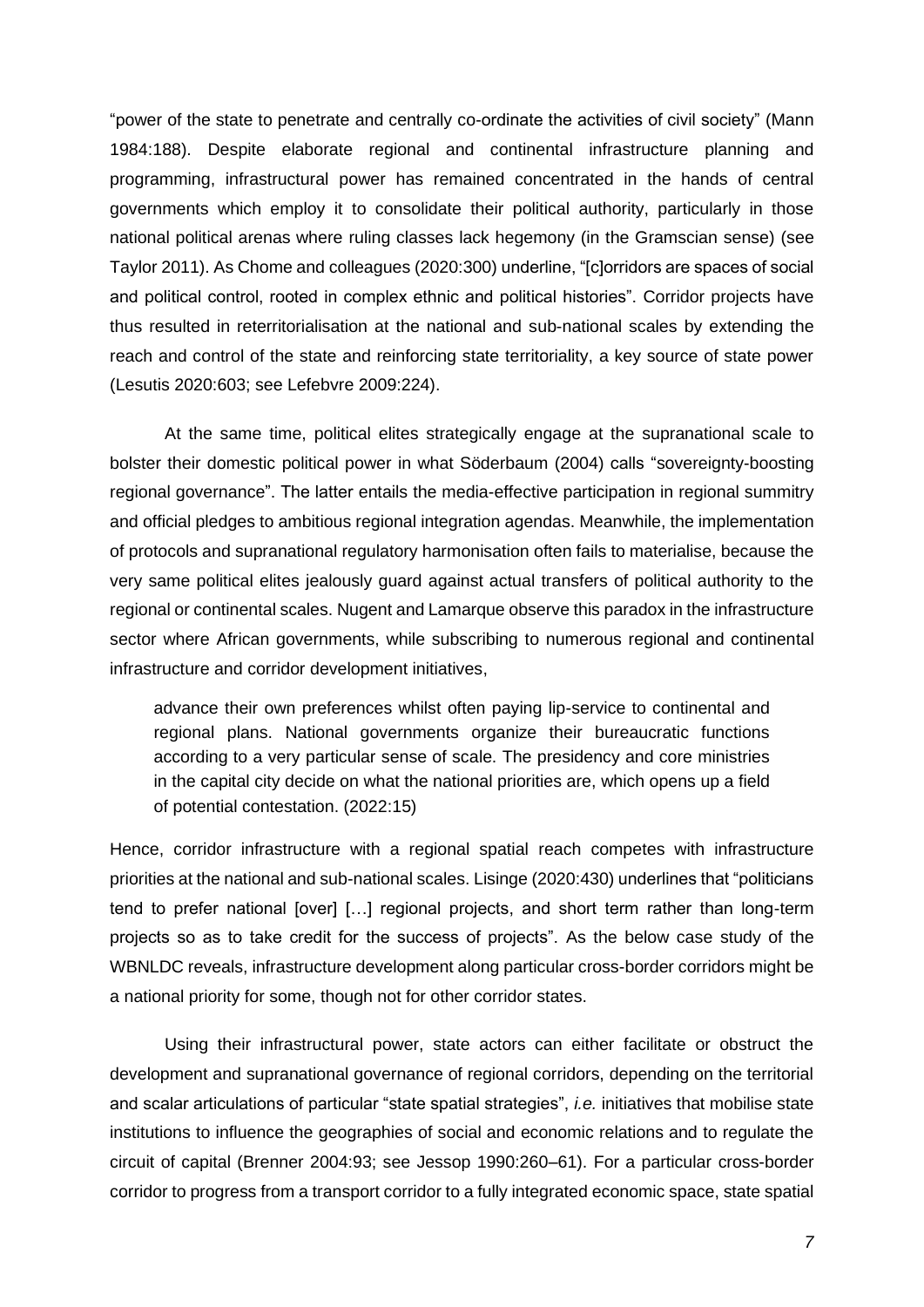"power of the state to penetrate and centrally co-ordinate the activities of civil society" (Mann 1984:188). Despite elaborate regional and continental infrastructure planning and programming, infrastructural power has remained concentrated in the hands of central governments which employ it to consolidate their political authority, particularly in those national political arenas where ruling classes lack hegemony (in the Gramscian sense) (see Taylor 2011). As Chome and colleagues (2020:300) underline, "[c]orridors are spaces of social and political control, rooted in complex ethnic and political histories". Corridor projects have thus resulted in reterritorialisation at the national and sub-national scales by extending the reach and control of the state and reinforcing state territoriality, a key source of state power (Lesutis 2020:603; see Lefebvre 2009:224).

At the same time, political elites strategically engage at the supranational scale to bolster their domestic political power in what Söderbaum (2004) calls "sovereignty-boosting regional governance". The latter entails the media-effective participation in regional summitry and official pledges to ambitious regional integration agendas. Meanwhile, the implementation of protocols and supranational regulatory harmonisation often fails to materialise, because the very same political elites jealously guard against actual transfers of political authority to the regional or continental scales. Nugent and Lamarque observe this paradox in the infrastructure sector where African governments, while subscribing to numerous regional and continental infrastructure and corridor development initiatives,

> advance their own preferences whilst often paying lip-service to continental and regional plans. National governments organize their bureaucratic functions according to a very particular sense of scale. The presidency and core ministries in the capital city decide on what the national priorities are, which opens up a field of potential contestation. (2022:15)

Hence, corridor infrastructure with a regional spatial reach competes with infrastructure priorities at the national and sub-national scales. Lisinge (2020:430) underlines that "politicians tend to prefer national [over] […] regional projects, and short term rather than long-term projects so as to take credit for the success of projects". As the below case study of the WBNLDC reveals, infrastructure development along particular cross-border corridors might be a national priority for some, though not for other corridor states.

Using their infrastructural power, state actors can either facilitate or obstruct the development and supranational governance of regional corridors, depending on the territorial and scalar articulations of particular "state spatial strategies", *i.e.* initiatives that mobilise state institutions to influence the geographies of social and economic relations and to regulate the circuit of capital (Brenner 2004:93; see Jessop 1990:260–61). For a particular cross-border corridor to progress from a transport corridor to a fully integrated economic space, state spatial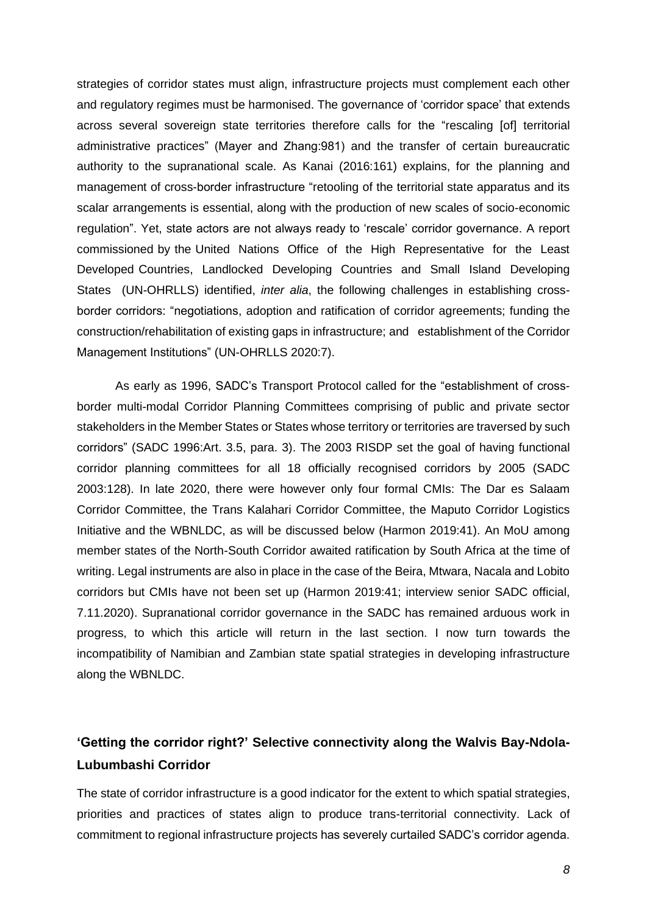strategies of corridor states must align, infrastructure projects must complement each other and regulatory regimes must be harmonised. The governance of 'corridor space' that extends across several sovereign state territories therefore calls for the "rescaling [of] territorial administrative practices" (Mayer and Zhang:981) and the transfer of certain bureaucratic authority to the supranational scale. As Kanai (2016:161) explains, for the planning and management of cross-border infrastructure "retooling of the territorial state apparatus and its scalar arrangements is essential, along with the production of new scales of socio-economic regulation". Yet, state actors are not always ready to 'rescale' corridor governance. A report commissioned by the United Nations Office of the High Representative for the Least Developed Countries, Landlocked Developing Countries and Small Island Developing States (UN-OHRLLS) identified, *inter alia*, the following challenges in establishing cross-border corridors: "negotiations, adoption and ratification of corridor agreements; funding the construction/rehabilitation of existing gaps in infrastructure; and establishment of the Corridor Management Institutions" (UN-OHRLLS 2020:7).

As early as 1996, SADC's Transport Protocol called for the "establishment of cross-border multi-modal Corridor Planning Committees comprising of public and private sector stakeholders in the Member States or States whose territory or territories are traversed by such corridors" (SADC 1996:Art. 3.5, para. 3). The 2003 RISDP set the goal of having functional corridor planning committees for all 18 officially recognised corridors by 2005 (SADC 2003:128). In late 2020, there were however only four formal CMIs: The Dar es Salaam Corridor Committee, the Trans Kalahari Corridor Committee, the Maputo Corridor Logistics Initiative and the WBNLDC, as will be discussed below (Harmon 2019:41). An MoU among member states of the North-South Corridor awaited ratification by South Africa at the time of writing. Legal instruments are also in place in the case of the Beira, Mtwara, Nacala and Lobito corridors but CMIs have not been set up (Harmon 2019:41; interview senior SADC official, 7.11.2020). Supranational corridor governance in the SADC has remained arduous work in progress, to which this article will return in the last section. I now turn towards the incompatibility of Namibian and Zambian state spatial strategies in developing infrastructure along the WBNLDC.

## 'Getting the corridor right?' Selective connectivity along the Walvis Bay-Ndola-Lubumbashi Corridor

The state of corridor infrastructure is a good indicator for the extent to which spatial strategies, priorities and practices of states align to produce trans-territorial connectivity. Lack of commitment to regional infrastructure projects has severely curtailed SADC's corridor agenda.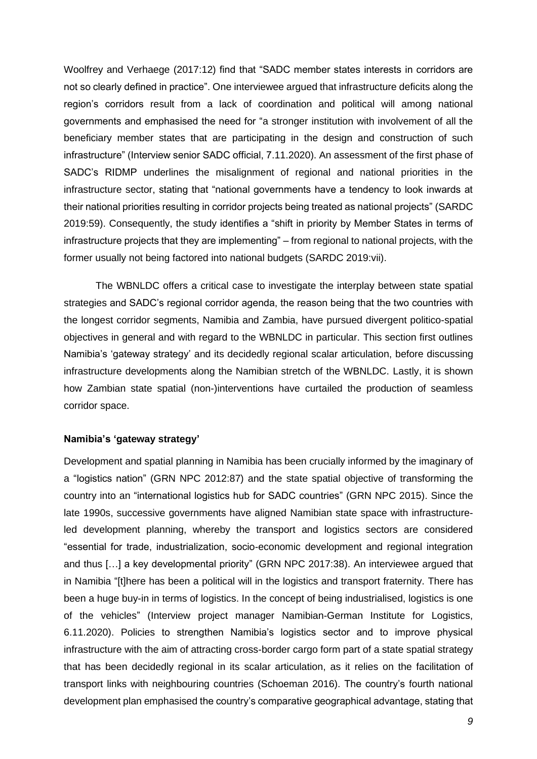Woolfrey and Verhaege (2017:12) find that "SADC member states interests in corridors are not so clearly defined in practice". One interviewee argued that infrastructure deficits along the region's corridors result from a lack of coordination and political will among national governments and emphasised the need for "a stronger institution with involvement of all the beneficiary member states that are participating in the design and construction of such infrastructure" (Interview senior SADC official, 7.11.2020). An assessment of the first phase of SADC's RIDMP underlines the misalignment of regional and national priorities in the infrastructure sector, stating that "national governments have a tendency to look inwards at their national priorities resulting in corridor projects being treated as national projects" (SARDC 2019:59). Consequently, the study identifies a "shift in priority by Member States in terms of infrastructure projects that they are implementing" – from regional to national projects, with the former usually not being factored into national budgets (SARDC 2019:vii).

The WBNLDC offers a critical case to investigate the interplay between state spatial strategies and SADC's regional corridor agenda, the reason being that the two countries with the longest corridor segments, Namibia and Zambia, have pursued divergent politico-spatial objectives in general and with regard to the WBNLDC in particular. This section first outlines Namibia's 'gateway strategy' and its decidedly regional scalar articulation, before discussing infrastructure developments along the Namibian stretch of the WBNLDC. Lastly, it is shown how Zambian state spatial (non-)interventions have curtailed the production of seamless corridor space.

**Namibia's 'gateway strategy'**

Development and spatial planning in Namibia has been crucially informed by the imaginary of a "logistics nation" (GRN NPC 2012:87) and the state spatial objective of transforming the country into an "international logistics hub for SADC countries" (GRN NPC 2015). Since the late 1990s, successive governments have aligned Namibian state space with infrastructure-led development planning, whereby the transport and logistics sectors are considered "essential for trade, industrialization, socio-economic development and regional integration and thus […] a key developmental priority" (GRN NPC 2017:38). An interviewee argued that in Namibia "[t]here has been a political will in the logistics and transport fraternity. There has been a huge buy-in in terms of logistics. In the concept of being industrialised, logistics is one of the vehicles" (Interview project manager Namibian-German Institute for Logistics, 6.11.2020). Policies to strengthen Namibia's logistics sector and to improve physical infrastructure with the aim of attracting cross-border cargo form part of a state spatial strategy that has been decidedly regional in its scalar articulation, as it relies on the facilitation of transport links with neighbouring countries (Schoeman 2016). The country's fourth national development plan emphasised the country's comparative geographical advantage, stating that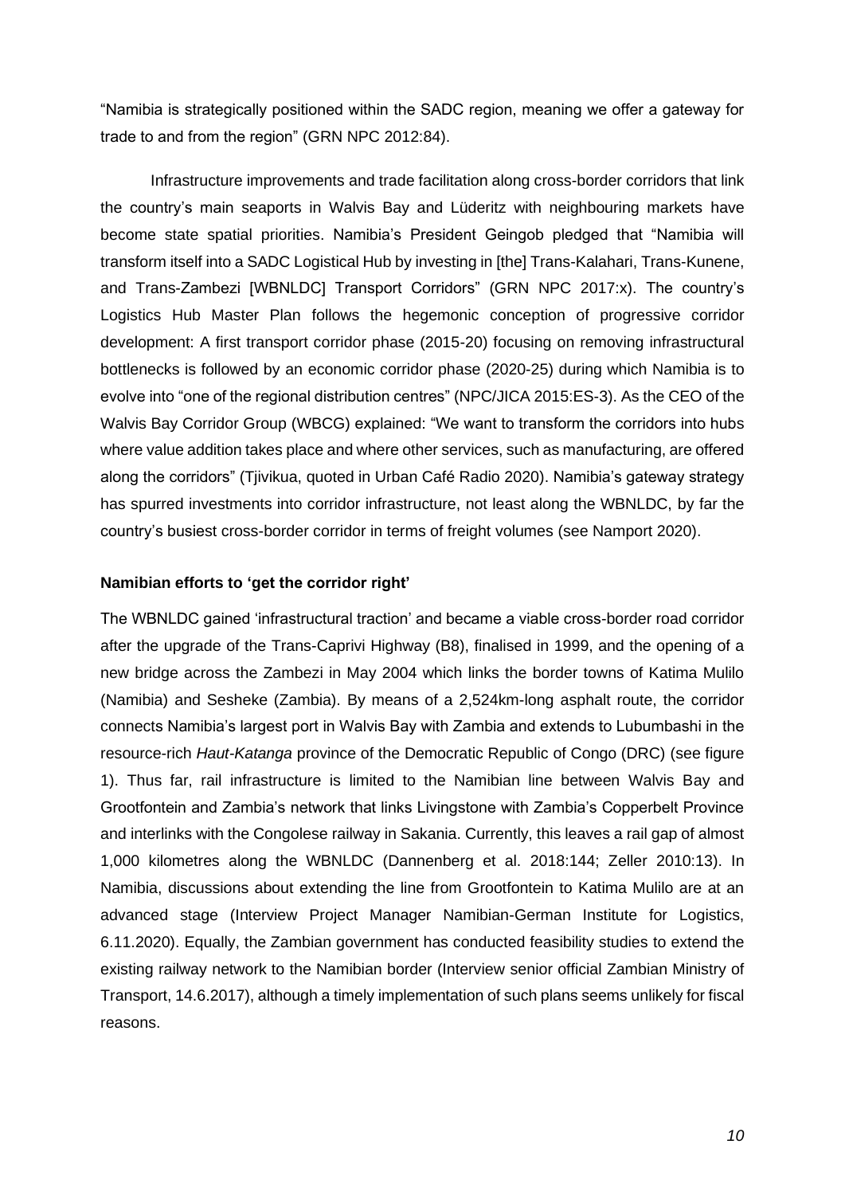"Namibia is strategically positioned within the SADC region, meaning we offer a gateway for trade to and from the region" (GRN NPC 2012:84).

Infrastructure improvements and trade facilitation along cross-border corridors that link the country's main seaports in Walvis Bay and Lüderitz with neighbouring markets have become state spatial priorities. Namibia's President Geingob pledged that "Namibia will transform itself into a SADC Logistical Hub by investing in [the] Trans-Kalahari, Trans-Kunene, and Trans-Zambezi [WBNLDC] Transport Corridors" (GRN NPC 2017:x). The country's Logistics Hub Master Plan follows the hegemonic conception of progressive corridor development: A first transport corridor phase (2015-20) focusing on removing infrastructural bottlenecks is followed by an economic corridor phase (2020-25) during which Namibia is to evolve into "one of the regional distribution centres" (NPC/JICA 2015:ES-3). As the CEO of the Walvis Bay Corridor Group (WBCG) explained: "We want to transform the corridors into hubs where value addition takes place and where other services, such as manufacturing, are offered along the corridors" (Tjivikua, quoted in Urban Café Radio 2020). Namibia's gateway strategy has spurred investments into corridor infrastructure, not least along the WBNLDC, by far the country's busiest cross-border corridor in terms of freight volumes (see Namport 2020).

### Namibian efforts to 'get the corridor right'

The WBNLDC gained 'infrastructural traction' and became a viable cross-border road corridor after the upgrade of the Trans-Caprivi Highway (B8), finalised in 1999, and the opening of a new bridge across the Zambezi in May 2004 which links the border towns of Katima Mulilo (Namibia) and Sesheke (Zambia). By means of a 2,524km-long asphalt route, the corridor connects Namibia's largest port in Walvis Bay with Zambia and extends to Lubumbashi in the resource-rich *Haut-Katanga* province of the Democratic Republic of Congo (DRC) (see figure 1). Thus far, rail infrastructure is limited to the Namibian line between Walvis Bay and Grootfontein and Zambia's network that links Livingstone with Zambia's Copperbelt Province and interlinks with the Congolese railway in Sakania. Currently, this leaves a rail gap of almost 1,000 kilometres along the WBNLDC (Dannenberg et al. 2018:144; Zeller 2010:13). In Namibia, discussions about extending the line from Grootfontein to Katima Mulilo are at an advanced stage (Interview Project Manager Namibian-German Institute for Logistics, 6.11.2020). Equally, the Zambian government has conducted feasibility studies to extend the existing railway network to the Namibian border (Interview senior official Zambian Ministry of Transport, 14.6.2017), although a timely implementation of such plans seems unlikely for fiscal reasons.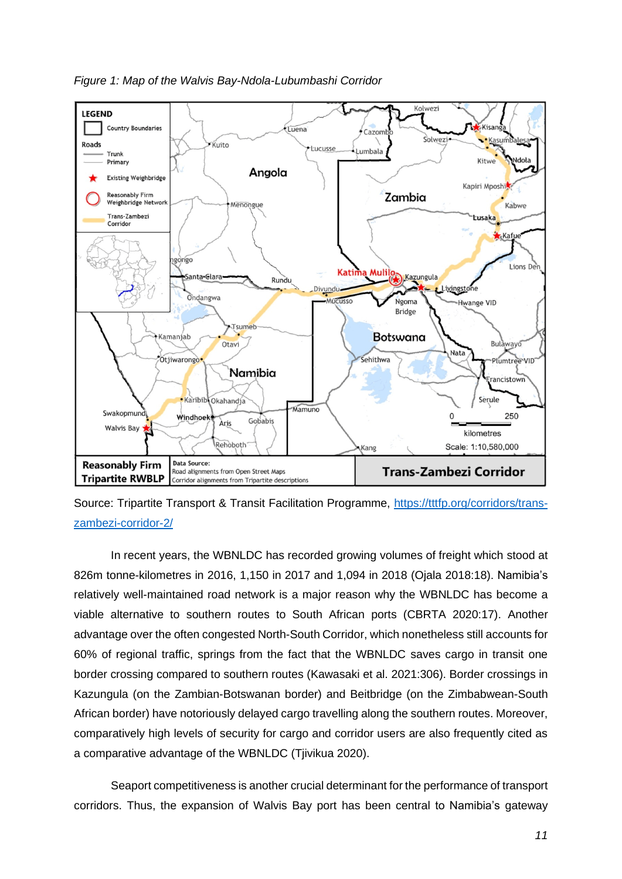*Figure 1: Map of the Walvis Bay-Ndola-Lubumbashi Corridor*

Source: Tripartite Transport & Transit Facilitation Programme, [https://tttfp.org/corridors/trans-zambezi-corridor-2/](https://tttfp.org/corridors/trans-zambezi-corridor-2/)

In recent years, the WBNLDC has recorded growing volumes of freight which stood at 826m tonne-kilometres in 2016, 1,150 in 2017 and 1,094 in 2018 (Ojala 2018:18). Namibia's relatively well-maintained road network is a major reason why the WBNLDC has become a viable alternative to southern routes to South African ports (CBRTA 2020:17). Another advantage over the often congested North-South Corridor, which nonetheless still accounts for 60% of regional traffic, springs from the fact that the WBNLDC saves cargo in transit one border crossing compared to southern routes (Kawasaki et al. 2021:306). Border crossings in Kazungula (on the Zambian-Botswanan border) and Beitbridge (on the Zimbabwean-South African border) have notoriously delayed cargo travelling along the southern routes. Moreover, comparatively high levels of security for cargo and corridor users are also frequently cited as a comparative advantage of the WBNLDC (Tjivikua 2020).

Seaport competitiveness is another crucial determinant for the performance of transport corridors. Thus, the expansion of Walvis Bay port has been central to Namibia's gateway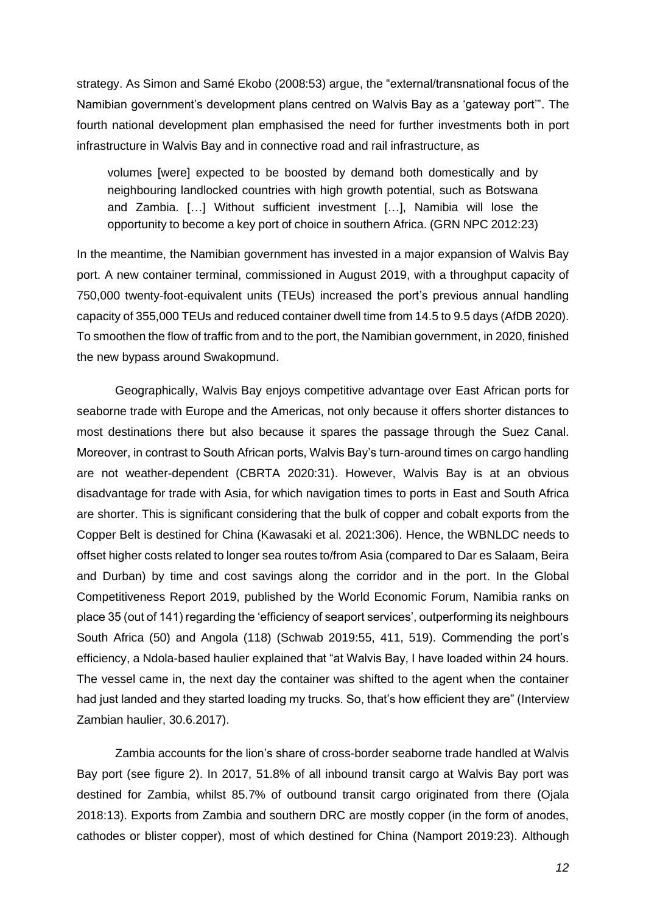strategy. As Simon and Samé Ekobo (2008:53) argue, the "external/transnational focus of the Namibian government's development plans centred on Walvis Bay as a 'gateway port'". The fourth national development plan emphasised the need for further investments both in port infrastructure in Walvis Bay and in connective road and rail infrastructure, as

> volumes [were] expected to be boosted by demand both domestically and by neighbouring landlocked countries with high growth potential, such as Botswana and Zambia. […] Without sufficient investment […], Namibia will lose the opportunity to become a key port of choice in southern Africa. (GRN NPC 2012:23)

In the meantime, the Namibian government has invested in a major expansion of Walvis Bay port. A new container terminal, commissioned in August 2019, with a throughput capacity of 750,000 twenty-foot-equivalent units (TEUs) increased the port's previous annual handling capacity of 355,000 TEUs and reduced container dwell time from 14.5 to 9.5 days (AfDB 2020). To smoothen the flow of traffic from and to the port, the Namibian government, in 2020, finished the new bypass around Swakopmund.

Geographically, Walvis Bay enjoys competitive advantage over East African ports for seaborne trade with Europe and the Americas, not only because it offers shorter distances to most destinations there but also because it spares the passage through the Suez Canal. Moreover, in contrast to South African ports, Walvis Bay's turn-around times on cargo handling are not weather-dependent (CBRTA 2020:31). However, Walvis Bay is at an obvious disadvantage for trade with Asia, for which navigation times to ports in East and South Africa are shorter. This is significant considering that the bulk of copper and cobalt exports from the Copper Belt is destined for China (Kawasaki et al. 2021:306). Hence, the WBNLDC needs to offset higher costs related to longer sea routes to/from Asia (compared to Dar es Salaam, Beira and Durban) by time and cost savings along the corridor and in the port. In the Global Competitiveness Report 2019, published by the World Economic Forum, Namibia ranks on place 35 (out of 141) regarding the 'efficiency of seaport services', outperforming its neighbours South Africa (50) and Angola (118) (Schwab 2019:55, 411, 519). Commending the port's efficiency, a Ndola-based haulier explained that "at Walvis Bay, I have loaded within 24 hours. The vessel came in, the next day the container was shifted to the agent when the container had just landed and they started loading my trucks. So, that's how efficient they are" (Interview Zambian haulier, 30.6.2017).

Zambia accounts for the lion's share of cross-border seaborne trade handled at Walvis Bay port (see figure 2). In 2017, 51.8% of all inbound transit cargo at Walvis Bay port was destined for Zambia, whilst 85.7% of outbound transit cargo originated from there (Ojala 2018:13). Exports from Zambia and southern DRC are mostly copper (in the form of anodes, cathodes or blister copper), most of which destined for China (Namport 2019:23). Although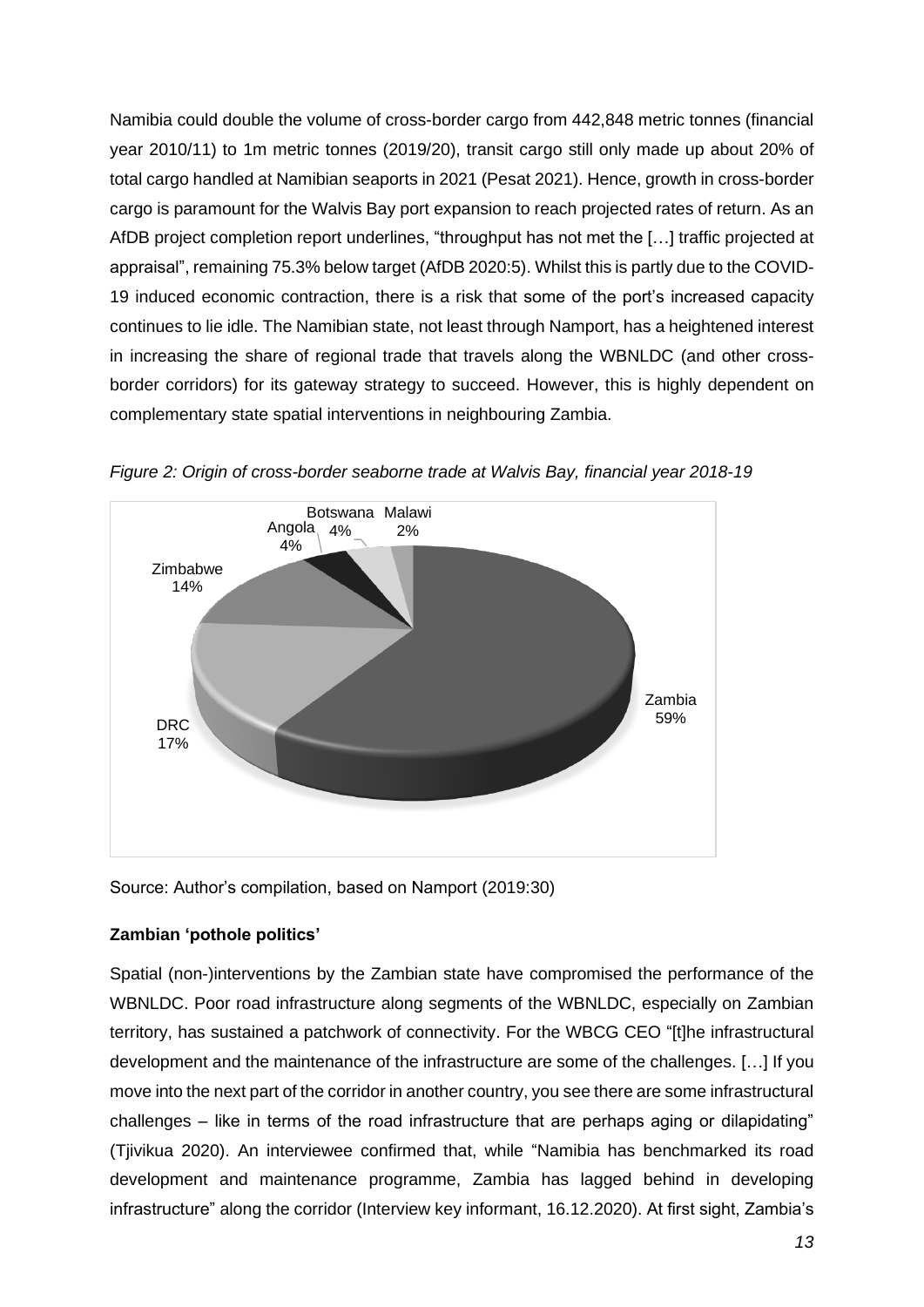Namibia could double the volume of cross-border cargo from 442,848 metric tonnes (financial year 2010/11) to 1m metric tonnes (2019/20), transit cargo still only made up about 20% of total cargo handled at Namibian seaports in 2021 (Pesat 2021). Hence, growth in cross-border cargo is paramount for the Walvis Bay port expansion to reach projected rates of return. As an AfDB project completion report underlines, "throughput has not met the […] traffic projected at appraisal", remaining 75.3% below target (AfDB 2020:5). Whilst this is partly due to the COVID-19 induced economic contraction, there is a risk that some of the port's increased capacity continues to lie idle. The Namibian state, not least through Namport, has a heightened interest in increasing the share of regional trade that travels along the WBNLDC (and other cross-border corridors) for its gateway strategy to succeed. However, this is highly dependent on complementary state spatial interventions in neighbouring Zambia.

*Figure 2: Origin of cross-border seaborne trade at Walvis Bay, financial year 2018-19*

| Country | Share |
|---|---|
| Zambia | 59% |
| DRC | 17% |
| Zimbabwe | 14% |
| Angola | 4% |
| Botswana | 4% |
| Malawi | 2% |

Source: Author's compilation, based on Namport (2019:30)

**Zambian 'pothole politics'**

Spatial (non-)interventions by the Zambian state have compromised the performance of the WBNLDC. Poor road infrastructure along segments of the WBNLDC, especially on Zambian territory, has sustained a patchwork of connectivity. For the WBCG CEO "[t]he infrastructural development and the maintenance of the infrastructure are some of the challenges. […] If you move into the next part of the corridor in another country, you see there are some infrastructural challenges – like in terms of the road infrastructure that are perhaps aging or dilapidating" (Tjivikua 2020). An interviewee confirmed that, while "Namibia has benchmarked its road development and maintenance programme, Zambia has lagged behind in developing infrastructure" along the corridor (Interview key informant, 16.12.2020). At first sight, Zambia's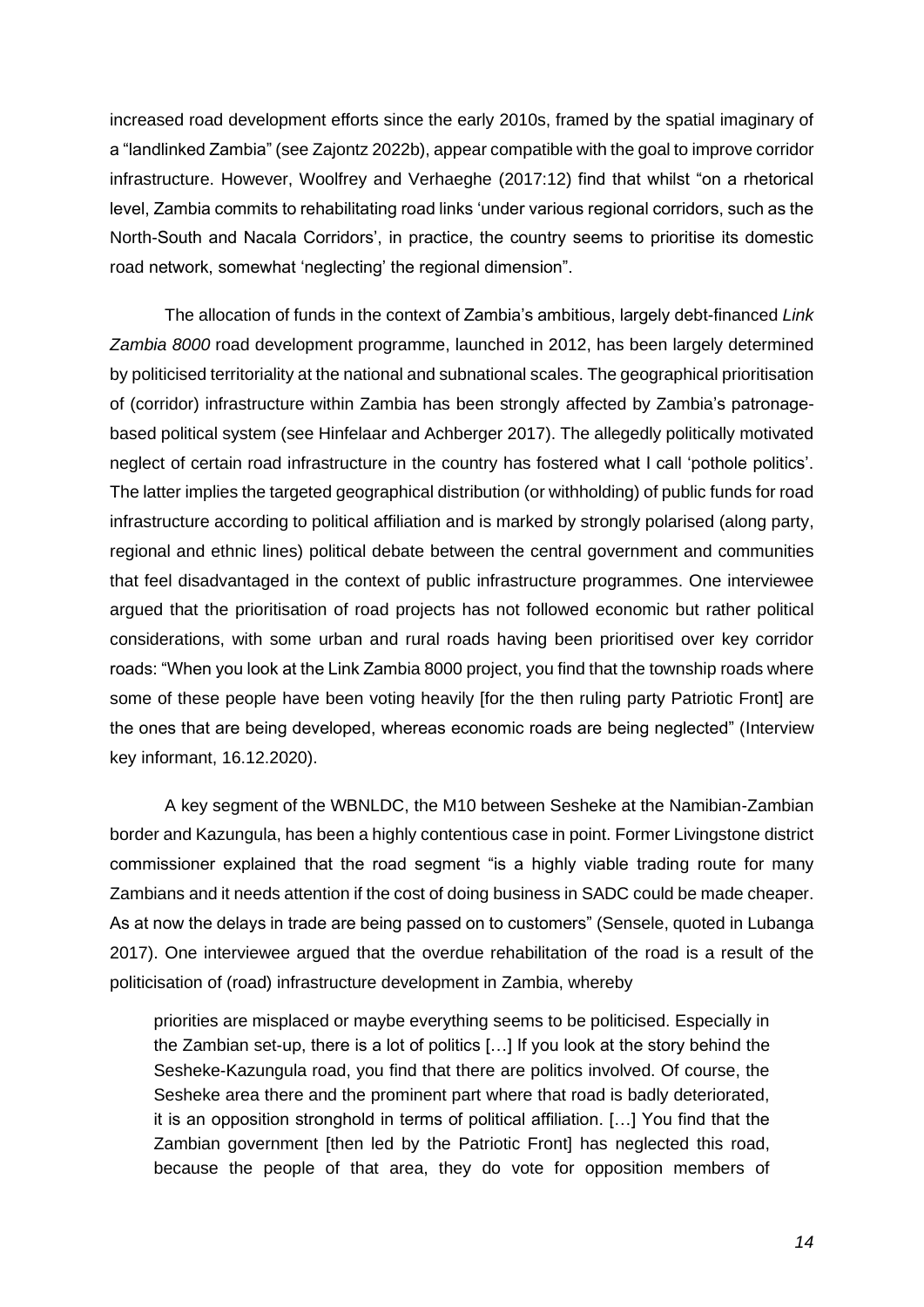increased road development efforts since the early 2010s, framed by the spatial imaginary of a "landlinked Zambia" (see Zajontz 2022b), appear compatible with the goal to improve corridor infrastructure. However, Woolfrey and Verhaeghe (2017:12) find that whilst "on a rhetorical level, Zambia commits to rehabilitating road links 'under various regional corridors, such as the North-South and Nacala Corridors', in practice, the country seems to prioritise its domestic road network, somewhat 'neglecting' the regional dimension".

The allocation of funds in the context of Zambia's ambitious, largely debt-financed *Link Zambia 8000* road development programme, launched in 2012, has been largely determined by politicised territoriality at the national and subnational scales. The geographical prioritisation of (corridor) infrastructure within Zambia has been strongly affected by Zambia's patronage-based political system (see Hinfelaar and Achberger 2017). The allegedly politically motivated neglect of certain road infrastructure in the country has fostered what I call 'pothole politics'. The latter implies the targeted geographical distribution (or withholding) of public funds for road infrastructure according to political affiliation and is marked by strongly polarised (along party, regional and ethnic lines) political debate between the central government and communities that feel disadvantaged in the context of public infrastructure programmes. One interviewee argued that the prioritisation of road projects has not followed economic but rather political considerations, with some urban and rural roads having been prioritised over key corridor roads: "When you look at the Link Zambia 8000 project, you find that the township roads where some of these people have been voting heavily [for the then ruling party Patriotic Front] are the ones that are being developed, whereas economic roads are being neglected" (Interview key informant, 16.12.2020).

A key segment of the WBNLDC, the M10 between Sesheke at the Namibian-Zambian border and Kazungula, has been a highly contentious case in point. Former Livingstone district commissioner explained that the road segment "is a highly viable trading route for many Zambians and it needs attention if the cost of doing business in SADC could be made cheaper. As at now the delays in trade are being passed on to customers" (Sensele, quoted in Lubanga 2017). One interviewee argued that the overdue rehabilitation of the road is a result of the politicisation of (road) infrastructure development in Zambia, whereby

> priorities are misplaced or maybe everything seems to be politicised. Especially in the Zambian set-up, there is a lot of politics […] If you look at the story behind the Sesheke-Kazungula road, you find that there are politics involved. Of course, the Sesheke area there and the prominent part where that road is badly deteriorated, it is an opposition stronghold in terms of political affiliation. […] You find that the Zambian government [then led by the Patriotic Front] has neglected this road, because the people of that area, they do vote for opposition members of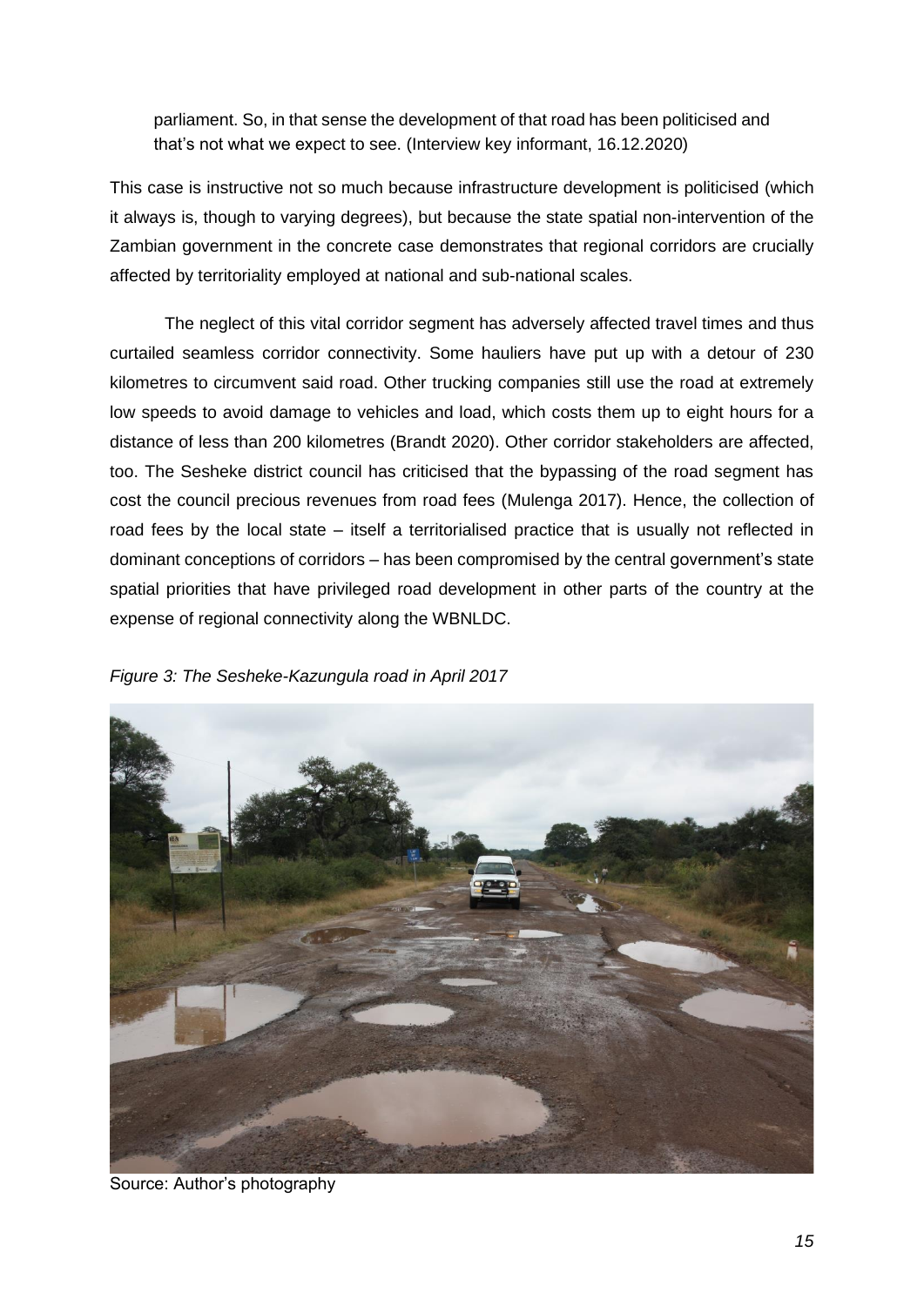parliament. So, in that sense the development of that road has been politicised and that's not what we expect to see. (Interview key informant, 16.12.2020)

This case is instructive not so much because infrastructure development is politicised (which it always is, though to varying degrees), but because the state spatial non-intervention of the Zambian government in the concrete case demonstrates that regional corridors are crucially affected by territoriality employed at national and sub-national scales.

The neglect of this vital corridor segment has adversely affected travel times and thus curtailed seamless corridor connectivity. Some hauliers have put up with a detour of 230 kilometres to circumvent said road. Other trucking companies still use the road at extremely low speeds to avoid damage to vehicles and load, which costs them up to eight hours for a distance of less than 200 kilometres (Brandt 2020). Other corridor stakeholders are affected, too. The Sesheke district council has criticised that the bypassing of the road segment has cost the council precious revenues from road fees (Mulenga 2017). Hence, the collection of road fees by the local state – itself a territorialised practice that is usually not reflected in dominant conceptions of corridors – has been compromised by the central government's state spatial priorities that have privileged road development in other parts of the country at the expense of regional connectivity along the WBNLDC.

*Figure 3: The Sesheke-Kazungula road in April 2017*

Source: Author's photography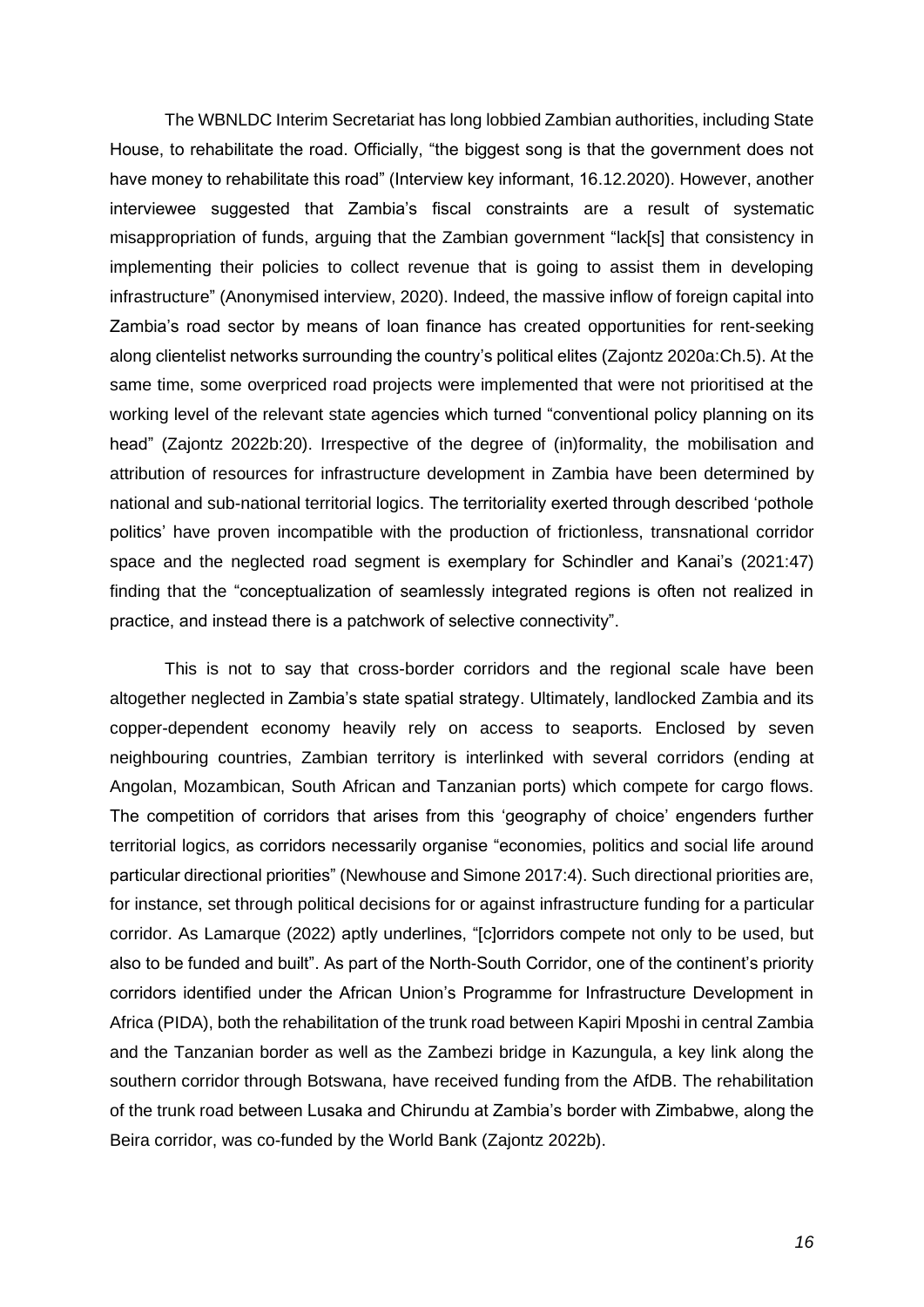The WBNLDC Interim Secretariat has long lobbied Zambian authorities, including State House, to rehabilitate the road. Officially, "the biggest song is that the government does not have money to rehabilitate this road" (Interview key informant, 16.12.2020). However, another interviewee suggested that Zambia's fiscal constraints are a result of systematic misappropriation of funds, arguing that the Zambian government "lack[s] that consistency in implementing their policies to collect revenue that is going to assist them in developing infrastructure" (Anonymised interview, 2020). Indeed, the massive inflow of foreign capital into Zambia's road sector by means of loan finance has created opportunities for rent-seeking along clientelist networks surrounding the country's political elites (Zajontz 2020a:Ch.5). At the same time, some overpriced road projects were implemented that were not prioritised at the working level of the relevant state agencies which turned "conventional policy planning on its head" (Zajontz 2022b:20). Irrespective of the degree of (in)formality, the mobilisation and attribution of resources for infrastructure development in Zambia have been determined by national and sub-national territorial logics. The territoriality exerted through described 'pothole politics' have proven incompatible with the production of frictionless, transnational corridor space and the neglected road segment is exemplary for Schindler and Kanai's (2021:47) finding that the "conceptualization of seamlessly integrated regions is often not realized in practice, and instead there is a patchwork of selective connectivity".

This is not to say that cross-border corridors and the regional scale have been altogether neglected in Zambia's state spatial strategy. Ultimately, landlocked Zambia and its copper-dependent economy heavily rely on access to seaports. Enclosed by seven neighbouring countries, Zambian territory is interlinked with several corridors (ending at Angolan, Mozambican, South African and Tanzanian ports) which compete for cargo flows. The competition of corridors that arises from this 'geography of choice' engenders further territorial logics, as corridors necessarily organise "economies, politics and social life around particular directional priorities" (Newhouse and Simone 2017:4). Such directional priorities are, for instance, set through political decisions for or against infrastructure funding for a particular corridor. As Lamarque (2022) aptly underlines, "[c]orridors compete not only to be used, but also to be funded and built". As part of the North-South Corridor, one of the continent's priority corridors identified under the African Union's Programme for Infrastructure Development in Africa (PIDA), both the rehabilitation of the trunk road between Kapiri Mposhi in central Zambia and the Tanzanian border as well as the Zambezi bridge in Kazungula, a key link along the southern corridor through Botswana, have received funding from the AfDB. The rehabilitation of the trunk road between Lusaka and Chirundu at Zambia's border with Zimbabwe, along the Beira corridor, was co-funded by the World Bank (Zajontz 2022b).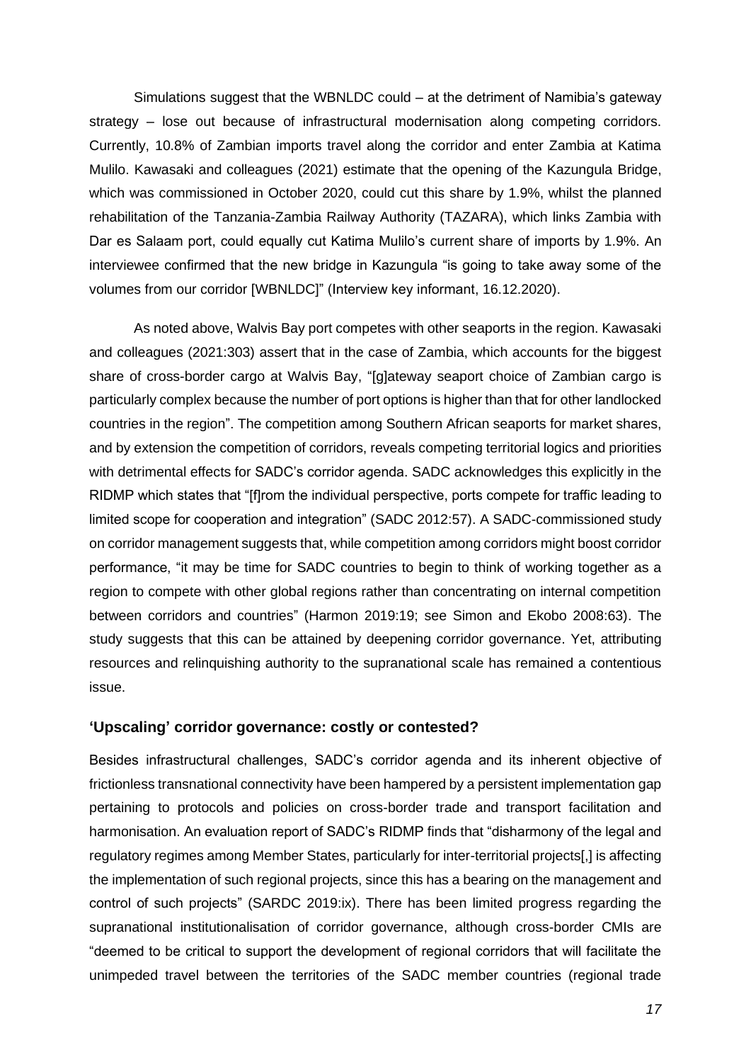Simulations suggest that the WBNLDC could – at the detriment of Namibia's gateway strategy – lose out because of infrastructural modernisation along competing corridors. Currently, 10.8% of Zambian imports travel along the corridor and enter Zambia at Katima Mulilo. Kawasaki and colleagues (2021) estimate that the opening of the Kazungula Bridge, which was commissioned in October 2020, could cut this share by 1.9%, whilst the planned rehabilitation of the Tanzania-Zambia Railway Authority (TAZARA), which links Zambia with Dar es Salaam port, could equally cut Katima Mulilo's current share of imports by 1.9%. An interviewee confirmed that the new bridge in Kazungula "is going to take away some of the volumes from our corridor [WBNLDC]" (Interview key informant, 16.12.2020).

As noted above, Walvis Bay port competes with other seaports in the region. Kawasaki and colleagues (2021:303) assert that in the case of Zambia, which accounts for the biggest share of cross-border cargo at Walvis Bay, "[g]ateway seaport choice of Zambian cargo is particularly complex because the number of port options is higher than that for other landlocked countries in the region". The competition among Southern African seaports for market shares, and by extension the competition of corridors, reveals competing territorial logics and priorities with detrimental effects for SADC's corridor agenda. SADC acknowledges this explicitly in the RIDMP which states that "[f]rom the individual perspective, ports compete for traffic leading to limited scope for cooperation and integration" (SADC 2012:57). A SADC-commissioned study on corridor management suggests that, while competition among corridors might boost corridor performance, "it may be time for SADC countries to begin to think of working together as a region to compete with other global regions rather than concentrating on internal competition between corridors and countries" (Harmon 2019:19; see Simon and Ekobo 2008:63). The study suggests that this can be attained by deepening corridor governance. Yet, attributing resources and relinquishing authority to the supranational scale has remained a contentious issue.

## 'Upscaling' corridor governance: costly or contested?

Besides infrastructural challenges, SADC's corridor agenda and its inherent objective of frictionless transnational connectivity have been hampered by a persistent implementation gap pertaining to protocols and policies on cross-border trade and transport facilitation and harmonisation. An evaluation report of SADC's RIDMP finds that "disharmony of the legal and regulatory regimes among Member States, particularly for inter-territorial projects[,] is affecting the implementation of such regional projects, since this has a bearing on the management and control of such projects" (SARDC 2019:ix). There has been limited progress regarding the supranational institutionalisation of corridor governance, although cross-border CMIs are "deemed to be critical to support the development of regional corridors that will facilitate the unimpeded travel between the territories of the SADC member countries (regional trade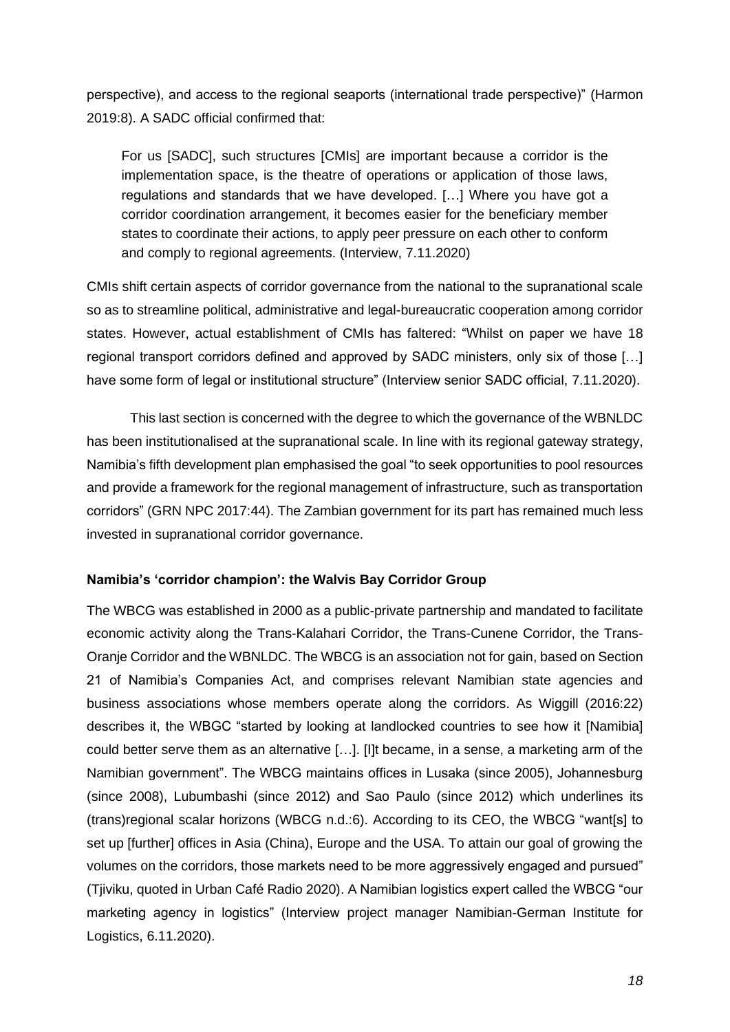perspective), and access to the regional seaports (international trade perspective)" (Harmon 2019:8). A SADC official confirmed that:

> For us [SADC], such structures [CMIs] are important because a corridor is the implementation space, is the theatre of operations or application of those laws, regulations and standards that we have developed. […] Where you have got a corridor coordination arrangement, it becomes easier for the beneficiary member states to coordinate their actions, to apply peer pressure on each other to conform and comply to regional agreements. (Interview, 7.11.2020)

CMIs shift certain aspects of corridor governance from the national to the supranational scale so as to streamline political, administrative and legal-bureaucratic cooperation among corridor states. However, actual establishment of CMIs has faltered: "Whilst on paper we have 18 regional transport corridors defined and approved by SADC ministers, only six of those […] have some form of legal or institutional structure" (Interview senior SADC official, 7.11.2020).

This last section is concerned with the degree to which the governance of the WBNLDC has been institutionalised at the supranational scale. In line with its regional gateway strategy, Namibia's fifth development plan emphasised the goal "to seek opportunities to pool resources and provide a framework for the regional management of infrastructure, such as transportation corridors" (GRN NPC 2017:44). The Zambian government for its part has remained much less invested in supranational corridor governance.

**Namibia's 'corridor champion': the Walvis Bay Corridor Group**

The WBCG was established in 2000 as a public-private partnership and mandated to facilitate economic activity along the Trans-Kalahari Corridor, the Trans-Cunene Corridor, the Trans-Oranje Corridor and the WBNLDC. The WBCG is an association not for gain, based on Section 21 of Namibia's Companies Act, and comprises relevant Namibian state agencies and business associations whose members operate along the corridors. As Wiggill (2016:22) describes it, the WBGC "started by looking at landlocked countries to see how it [Namibia] could better serve them as an alternative […]. [I]t became, in a sense, a marketing arm of the Namibian government". The WBCG maintains offices in Lusaka (since 2005), Johannesburg (since 2008), Lubumbashi (since 2012) and Sao Paulo (since 2012) which underlines its (trans)regional scalar horizons (WBCG n.d.:6). According to its CEO, the WBCG "want[s] to set up [further] offices in Asia (China), Europe and the USA. To attain our goal of growing the volumes on the corridors, those markets need to be more aggressively engaged and pursued" (Tjiviku, quoted in Urban Café Radio 2020). A Namibian logistics expert called the WBCG "our marketing agency in logistics" (Interview project manager Namibian-German Institute for Logistics, 6.11.2020).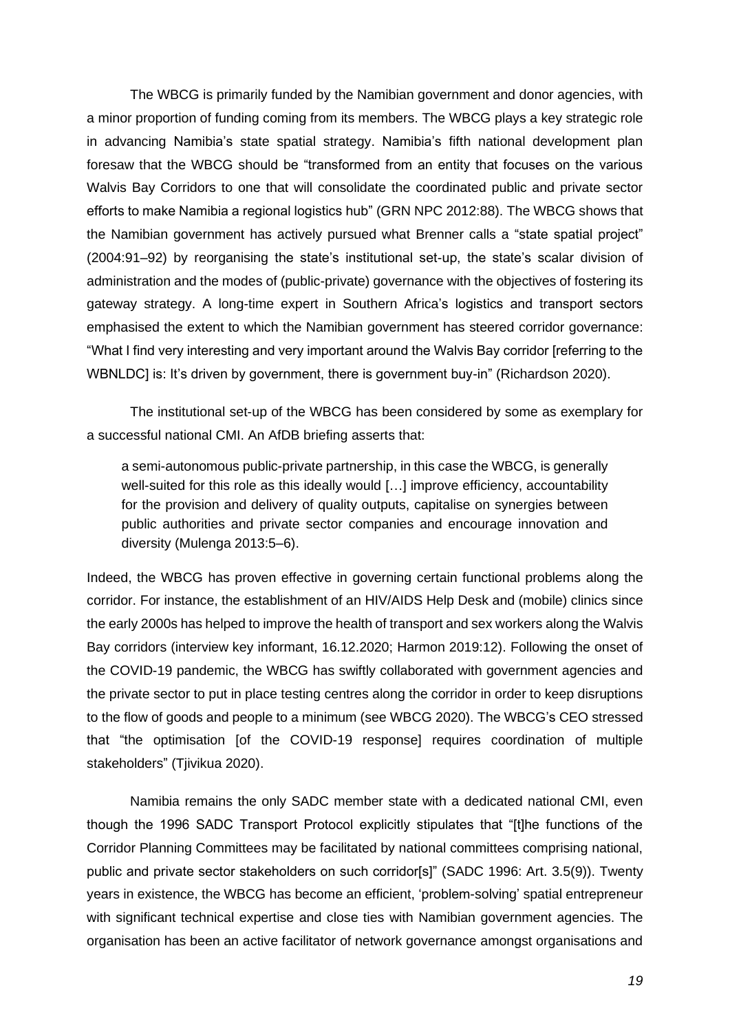The WBCG is primarily funded by the Namibian government and donor agencies, with a minor proportion of funding coming from its members. The WBCG plays a key strategic role in advancing Namibia's state spatial strategy. Namibia's fifth national development plan foresaw that the WBCG should be "transformed from an entity that focuses on the various Walvis Bay Corridors to one that will consolidate the coordinated public and private sector efforts to make Namibia a regional logistics hub" (GRN NPC 2012:88). The WBCG shows that the Namibian government has actively pursued what Brenner calls a "state spatial project" (2004:91–92) by reorganising the state's institutional set-up, the state's scalar division of administration and the modes of (public-private) governance with the objectives of fostering its gateway strategy. A long-time expert in Southern Africa's logistics and transport sectors emphasised the extent to which the Namibian government has steered corridor governance: "What I find very interesting and very important around the Walvis Bay corridor [referring to the WBNLDC] is: It's driven by government, there is government buy-in" (Richardson 2020).

The institutional set-up of the WBCG has been considered by some as exemplary for a successful national CMI. An AfDB briefing asserts that:

> a semi-autonomous public-private partnership, in this case the WBCG, is generally well-suited for this role as this ideally would […] improve efficiency, accountability for the provision and delivery of quality outputs, capitalise on synergies between public authorities and private sector companies and encourage innovation and diversity (Mulenga 2013:5–6).

Indeed, the WBCG has proven effective in governing certain functional problems along the corridor. For instance, the establishment of an HIV/AIDS Help Desk and (mobile) clinics since the early 2000s has helped to improve the health of transport and sex workers along the Walvis Bay corridors (interview key informant, 16.12.2020; Harmon 2019:12). Following the onset of the COVID-19 pandemic, the WBCG has swiftly collaborated with government agencies and the private sector to put in place testing centres along the corridor in order to keep disruptions to the flow of goods and people to a minimum (see WBCG 2020). The WBCG's CEO stressed that "the optimisation [of the COVID-19 response] requires coordination of multiple stakeholders" (Tjivikua 2020).

Namibia remains the only SADC member state with a dedicated national CMI, even though the 1996 SADC Transport Protocol explicitly stipulates that "[t]he functions of the Corridor Planning Committees may be facilitated by national committees comprising national, public and private sector stakeholders on such corridor[s]" (SADC 1996: Art. 3.5(9)). Twenty years in existence, the WBCG has become an efficient, 'problem-solving' spatial entrepreneur with significant technical expertise and close ties with Namibian government agencies. The organisation has been an active facilitator of network governance amongst organisations and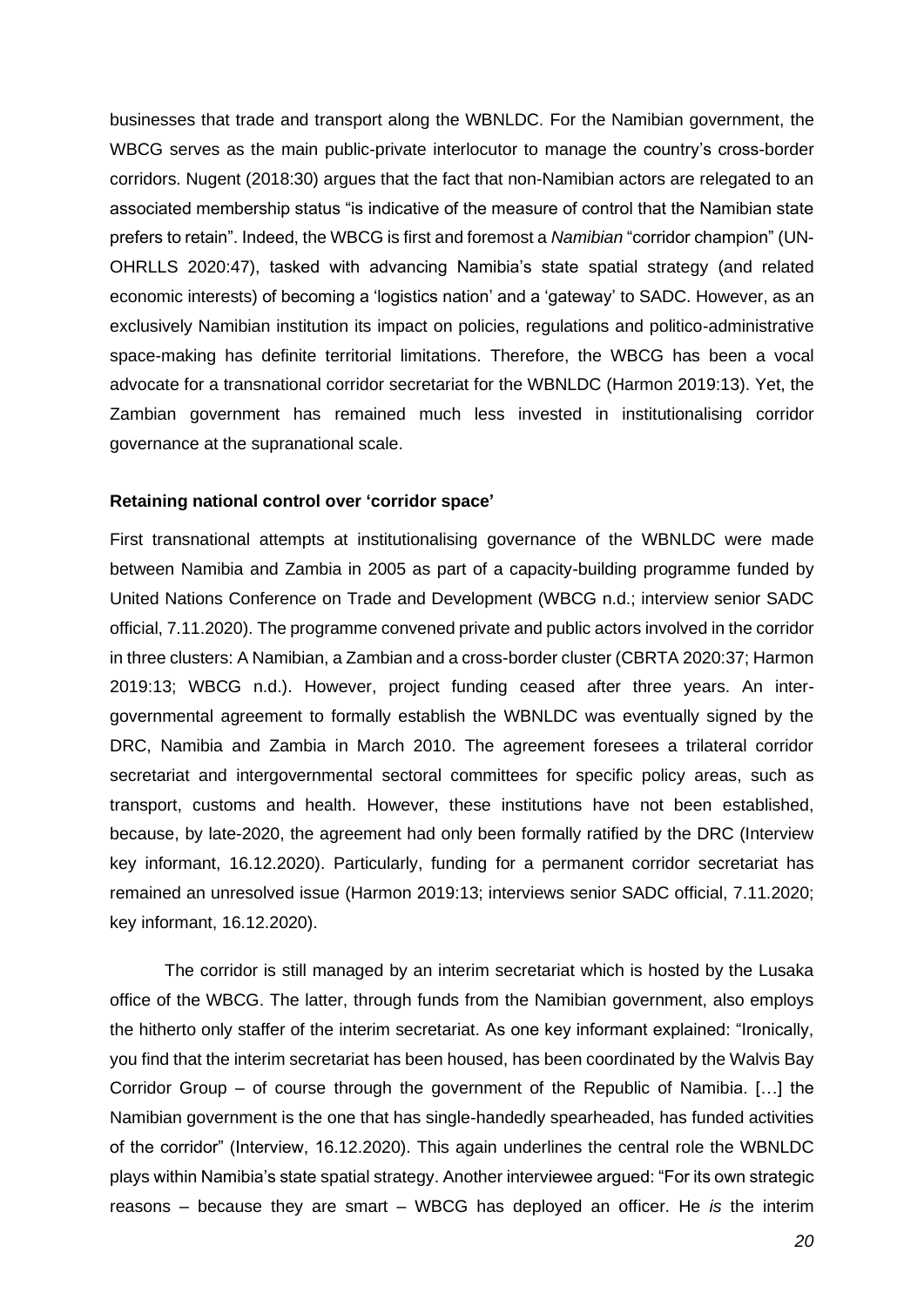businesses that trade and transport along the WBNLDC. For the Namibian government, the WBCG serves as the main public-private interlocutor to manage the country's cross-border corridors. Nugent (2018:30) argues that the fact that non-Namibian actors are relegated to an associated membership status "is indicative of the measure of control that the Namibian state prefers to retain". Indeed, the WBCG is first and foremost a *Namibian* "corridor champion" (UN-OHRLLS 2020:47), tasked with advancing Namibia's state spatial strategy (and related economic interests) of becoming a 'logistics nation' and a 'gateway' to SADC. However, as an exclusively Namibian institution its impact on policies, regulations and politico-administrative space-making has definite territorial limitations. Therefore, the WBCG has been a vocal advocate for a transnational corridor secretariat for the WBNLDC (Harmon 2019:13). Yet, the Zambian government has remained much less invested in institutionalising corridor governance at the supranational scale.

**Retaining national control over 'corridor space'**

First transnational attempts at institutionalising governance of the WBNLDC were made between Namibia and Zambia in 2005 as part of a capacity-building programme funded by United Nations Conference on Trade and Development (WBCG n.d.; interview senior SADC official, 7.11.2020). The programme convened private and public actors involved in the corridor in three clusters: A Namibian, a Zambian and a cross-border cluster (CBRTA 2020:37; Harmon 2019:13; WBCG n.d.). However, project funding ceased after three years. An inter-governmental agreement to formally establish the WBNLDC was eventually signed by the DRC, Namibia and Zambia in March 2010. The agreement foresees a trilateral corridor secretariat and intergovernmental sectoral committees for specific policy areas, such as transport, customs and health. However, these institutions have not been established, because, by late-2020, the agreement had only been formally ratified by the DRC (Interview key informant, 16.12.2020). Particularly, funding for a permanent corridor secretariat has remained an unresolved issue (Harmon 2019:13; interviews senior SADC official, 7.11.2020; key informant, 16.12.2020).

The corridor is still managed by an interim secretariat which is hosted by the Lusaka office of the WBCG. The latter, through funds from the Namibian government, also employs the hitherto only staffer of the interim secretariat. As one key informant explained: "Ironically, you find that the interim secretariat has been housed, has been coordinated by the Walvis Bay Corridor Group – of course through the government of the Republic of Namibia. […] the Namibian government is the one that has single-handedly spearheaded, has funded activities of the corridor" (Interview, 16.12.2020). This again underlines the central role the WBNLDC plays within Namibia's state spatial strategy. Another interviewee argued: "For its own strategic reasons – because they are smart – WBCG has deployed an officer. He *is* the interim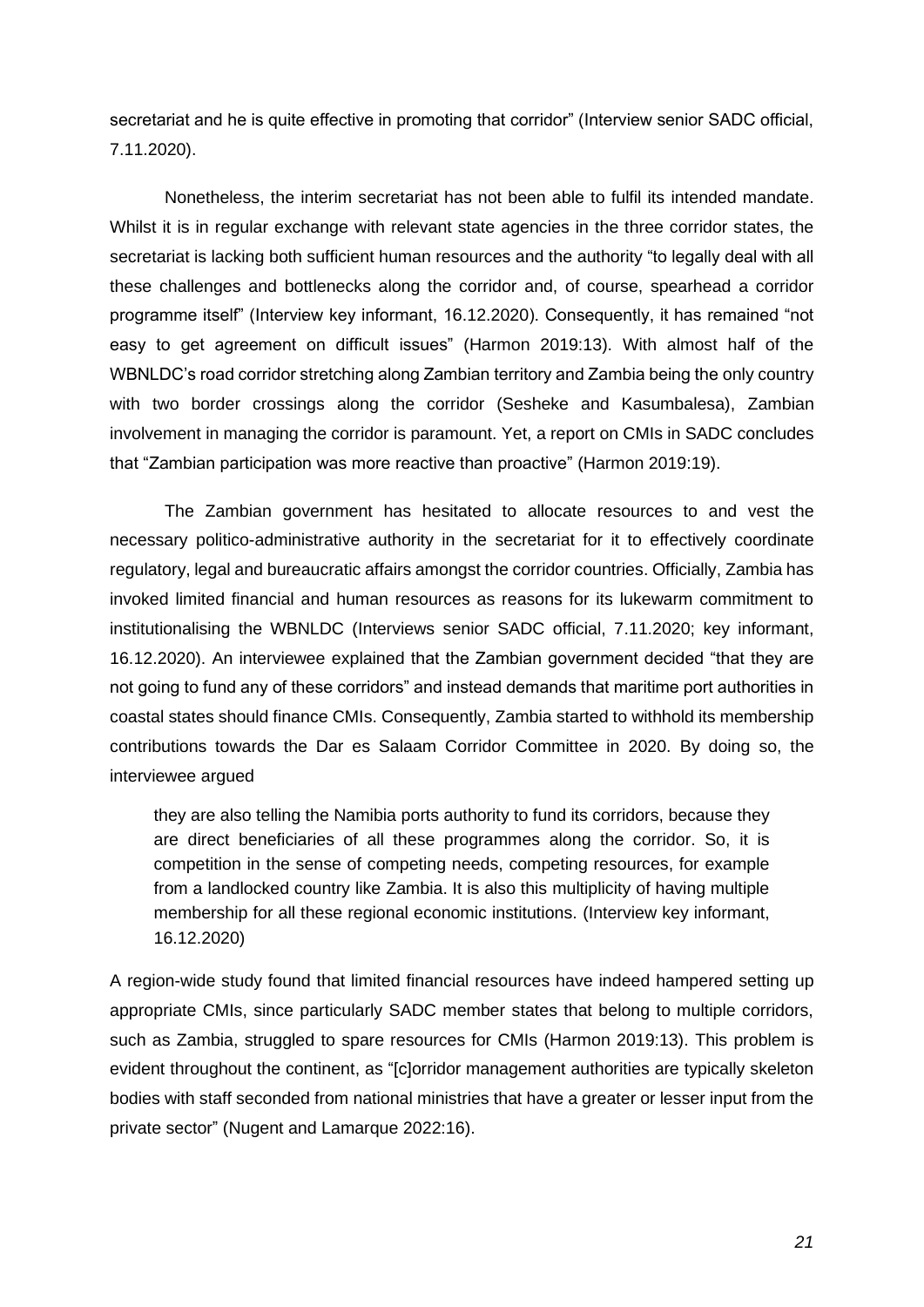secretariat and he is quite effective in promoting that corridor" (Interview senior SADC official, 7.11.2020).

Nonetheless, the interim secretariat has not been able to fulfil its intended mandate. Whilst it is in regular exchange with relevant state agencies in the three corridor states, the secretariat is lacking both sufficient human resources and the authority "to legally deal with all these challenges and bottlenecks along the corridor and, of course, spearhead a corridor programme itself" (Interview key informant, 16.12.2020). Consequently, it has remained "not easy to get agreement on difficult issues" (Harmon 2019:13). With almost half of the WBNLDC's road corridor stretching along Zambian territory and Zambia being the only country with two border crossings along the corridor (Sesheke and Kasumbalesa), Zambian involvement in managing the corridor is paramount. Yet, a report on CMIs in SADC concludes that "Zambian participation was more reactive than proactive" (Harmon 2019:19).

The Zambian government has hesitated to allocate resources to and vest the necessary politico-administrative authority in the secretariat for it to effectively coordinate regulatory, legal and bureaucratic affairs amongst the corridor countries. Officially, Zambia has invoked limited financial and human resources as reasons for its lukewarm commitment to institutionalising the WBNLDC (Interviews senior SADC official, 7.11.2020; key informant, 16.12.2020). An interviewee explained that the Zambian government decided "that they are not going to fund any of these corridors" and instead demands that maritime port authorities in coastal states should finance CMIs. Consequently, Zambia started to withhold its membership contributions towards the Dar es Salaam Corridor Committee in 2020. By doing so, the interviewee argued

> they are also telling the Namibia ports authority to fund its corridors, because they are direct beneficiaries of all these programmes along the corridor. So, it is competition in the sense of competing needs, competing resources, for example from a landlocked country like Zambia. It is also this multiplicity of having multiple membership for all these regional economic institutions. (Interview key informant, 16.12.2020)

A region-wide study found that limited financial resources have indeed hampered setting up appropriate CMIs, since particularly SADC member states that belong to multiple corridors, such as Zambia, struggled to spare resources for CMIs (Harmon 2019:13). This problem is evident throughout the continent, as "[c]orridor management authorities are typically skeleton bodies with staff seconded from national ministries that have a greater or lesser input from the private sector" (Nugent and Lamarque 2022:16).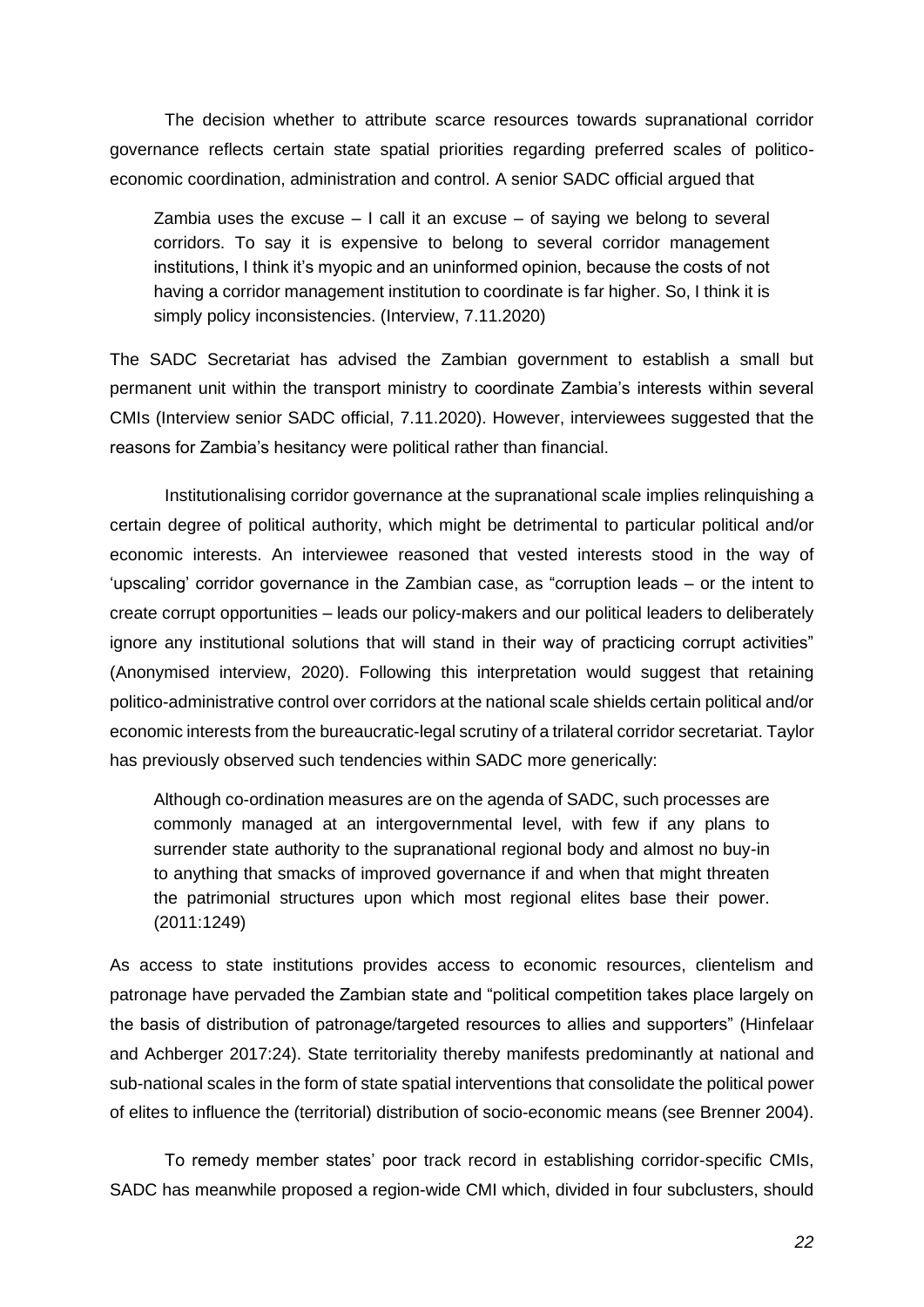The decision whether to attribute scarce resources towards supranational corridor governance reflects certain state spatial priorities regarding preferred scales of politico-economic coordination, administration and control. A senior SADC official argued that

> Zambia uses the excuse – I call it an excuse – of saying we belong to several corridors. To say it is expensive to belong to several corridor management institutions, I think it's myopic and an uninformed opinion, because the costs of not having a corridor management institution to coordinate is far higher. So, I think it is simply policy inconsistencies. (Interview, 7.11.2020)

The SADC Secretariat has advised the Zambian government to establish a small but permanent unit within the transport ministry to coordinate Zambia's interests within several CMIs (Interview senior SADC official, 7.11.2020). However, interviewees suggested that the reasons for Zambia's hesitancy were political rather than financial.

Institutionalising corridor governance at the supranational scale implies relinquishing a certain degree of political authority, which might be detrimental to particular political and/or economic interests. An interviewee reasoned that vested interests stood in the way of 'upscaling' corridor governance in the Zambian case, as "corruption leads – or the intent to create corrupt opportunities – leads our policy-makers and our political leaders to deliberately ignore any institutional solutions that will stand in their way of practicing corrupt activities" (Anonymised interview, 2020). Following this interpretation would suggest that retaining politico-administrative control over corridors at the national scale shields certain political and/or economic interests from the bureaucratic-legal scrutiny of a trilateral corridor secretariat. Taylor has previously observed such tendencies within SADC more generically:

> Although co-ordination measures are on the agenda of SADC, such processes are commonly managed at an intergovernmental level, with few if any plans to surrender state authority to the supranational regional body and almost no buy-in to anything that smacks of improved governance if and when that might threaten the patrimonial structures upon which most regional elites base their power. (2011:1249)

As access to state institutions provides access to economic resources, clientelism and patronage have pervaded the Zambian state and "political competition takes place largely on the basis of distribution of patronage/targeted resources to allies and supporters" (Hinfelaar and Achberger 2017:24). State territoriality thereby manifests predominantly at national and sub-national scales in the form of state spatial interventions that consolidate the political power of elites to influence the (territorial) distribution of socio-economic means (see Brenner 2004).

To remedy member states' poor track record in establishing corridor-specific CMIs, SADC has meanwhile proposed a region-wide CMI which, divided in four subclusters, should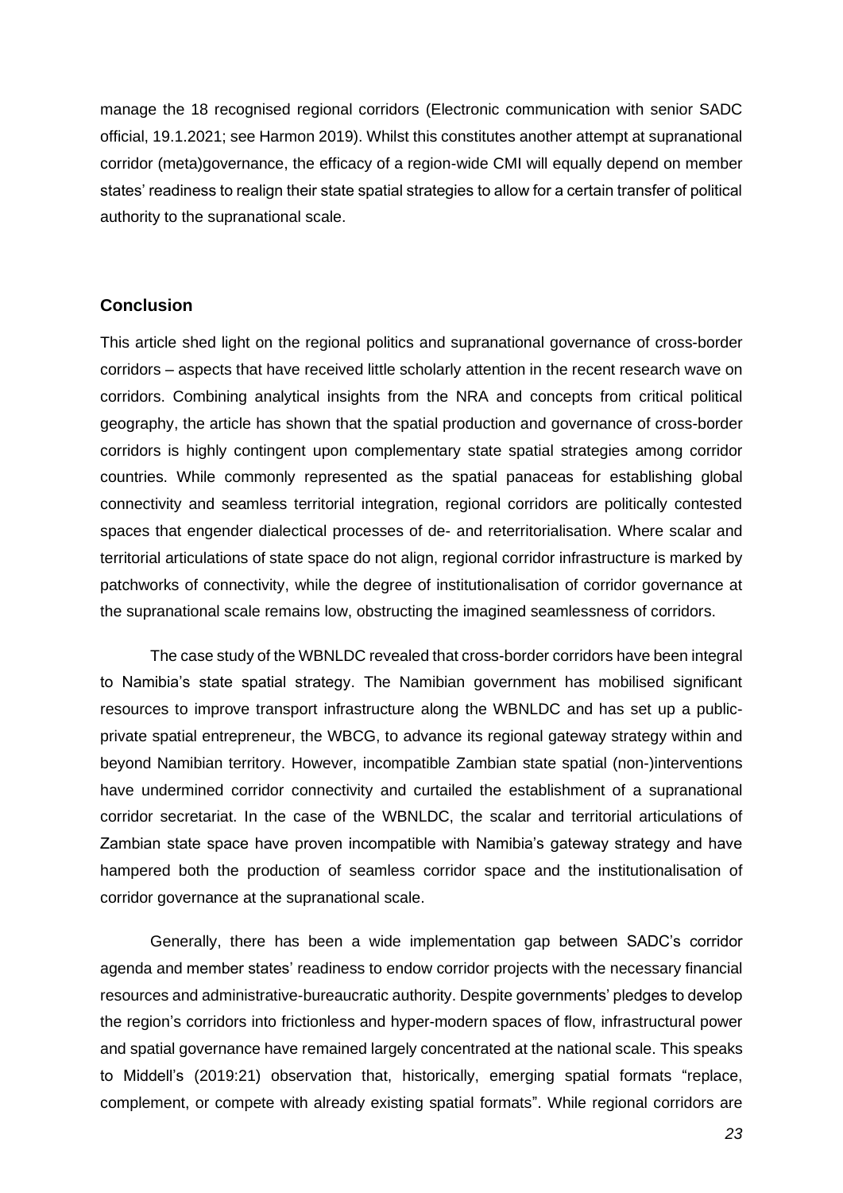manage the 18 recognised regional corridors (Electronic communication with senior SADC official, 19.1.2021; see Harmon 2019). Whilst this constitutes another attempt at supranational corridor (meta)governance, the efficacy of a region-wide CMI will equally depend on member states' readiness to realign their state spatial strategies to allow for a certain transfer of political authority to the supranational scale.

## Conclusion

This article shed light on the regional politics and supranational governance of cross-border corridors – aspects that have received little scholarly attention in the recent research wave on corridors. Combining analytical insights from the NRA and concepts from critical political geography, the article has shown that the spatial production and governance of cross-border corridors is highly contingent upon complementary state spatial strategies among corridor countries. While commonly represented as the spatial panaceas for establishing global connectivity and seamless territorial integration, regional corridors are politically contested spaces that engender dialectical processes of de- and reterritorialisation. Where scalar and territorial articulations of state space do not align, regional corridor infrastructure is marked by patchworks of connectivity, while the degree of institutionalisation of corridor governance at the supranational scale remains low, obstructing the imagined seamlessness of corridors.

The case study of the WBNLDC revealed that cross-border corridors have been integral to Namibia's state spatial strategy. The Namibian government has mobilised significant resources to improve transport infrastructure along the WBNLDC and has set up a public-private spatial entrepreneur, the WBCG, to advance its regional gateway strategy within and beyond Namibian territory. However, incompatible Zambian state spatial (non-)interventions have undermined corridor connectivity and curtailed the establishment of a supranational corridor secretariat. In the case of the WBNLDC, the scalar and territorial articulations of Zambian state space have proven incompatible with Namibia's gateway strategy and have hampered both the production of seamless corridor space and the institutionalisation of corridor governance at the supranational scale.

Generally, there has been a wide implementation gap between SADC's corridor agenda and member states' readiness to endow corridor projects with the necessary financial resources and administrative-bureaucratic authority. Despite governments' pledges to develop the region's corridors into frictionless and hyper-modern spaces of flow, infrastructural power and spatial governance have remained largely concentrated at the national scale. This speaks to Middell's (2019:21) observation that, historically, emerging spatial formats "replace, complement, or compete with already existing spatial formats". While regional corridors are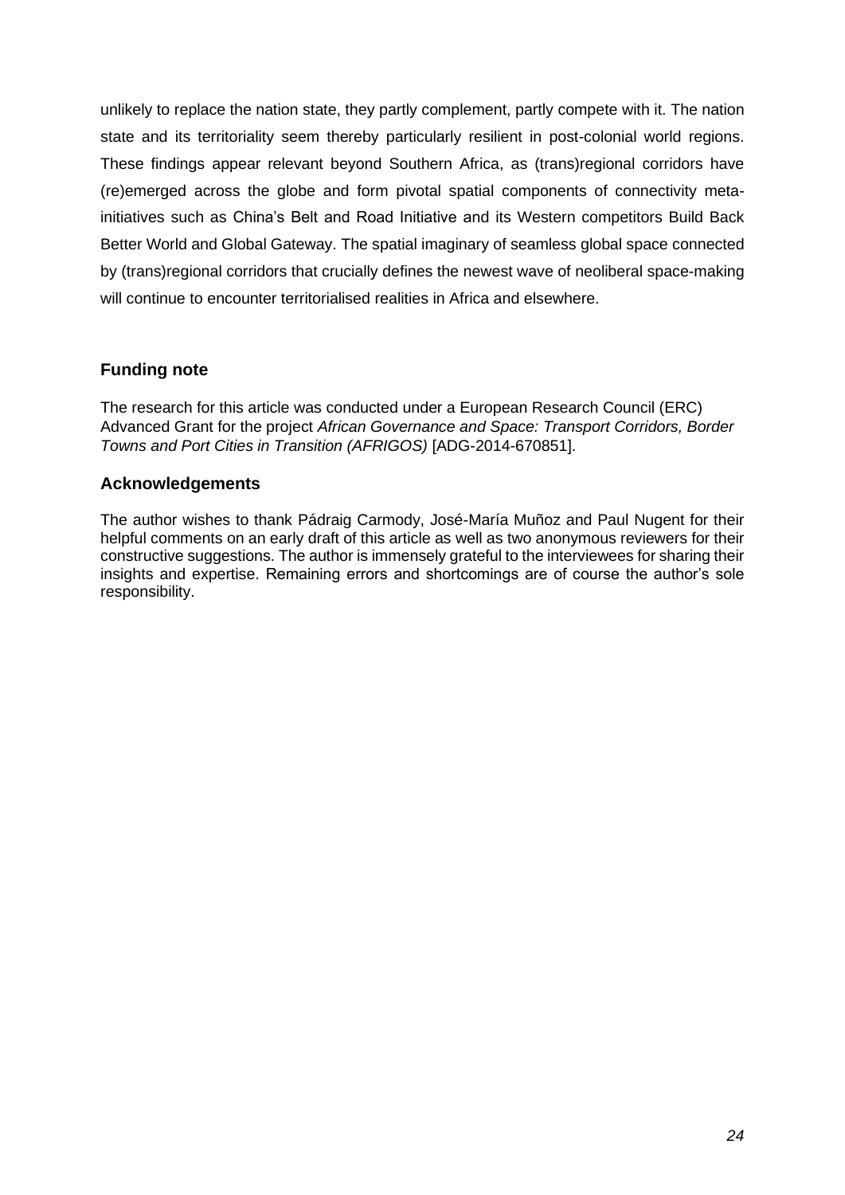unlikely to replace the nation state, they partly complement, partly compete with it. The nation state and its territoriality seem thereby particularly resilient in post-colonial world regions. These findings appear relevant beyond Southern Africa, as (trans)regional corridors have (re)emerged across the globe and form pivotal spatial components of connectivity meta-initiatives such as China's Belt and Road Initiative and its Western competitors Build Back Better World and Global Gateway. The spatial imaginary of seamless global space connected by (trans)regional corridors that crucially defines the newest wave of neoliberal space-making will continue to encounter territorialised realities in Africa and elsewhere.

## Funding note

The research for this article was conducted under a European Research Council (ERC) Advanced Grant for the project *African Governance and Space: Transport Corridors, Border Towns and Port Cities in Transition (AFRIGOS)* [ADG-2014-670851].

## Acknowledgements

The author wishes to thank Pádraig Carmody, José-María Muñoz and Paul Nugent for their helpful comments on an early draft of this article as well as two anonymous reviewers for their constructive suggestions. The author is immensely grateful to the interviewees for sharing their insights and expertise. Remaining errors and shortcomings are of course the author's sole responsibility.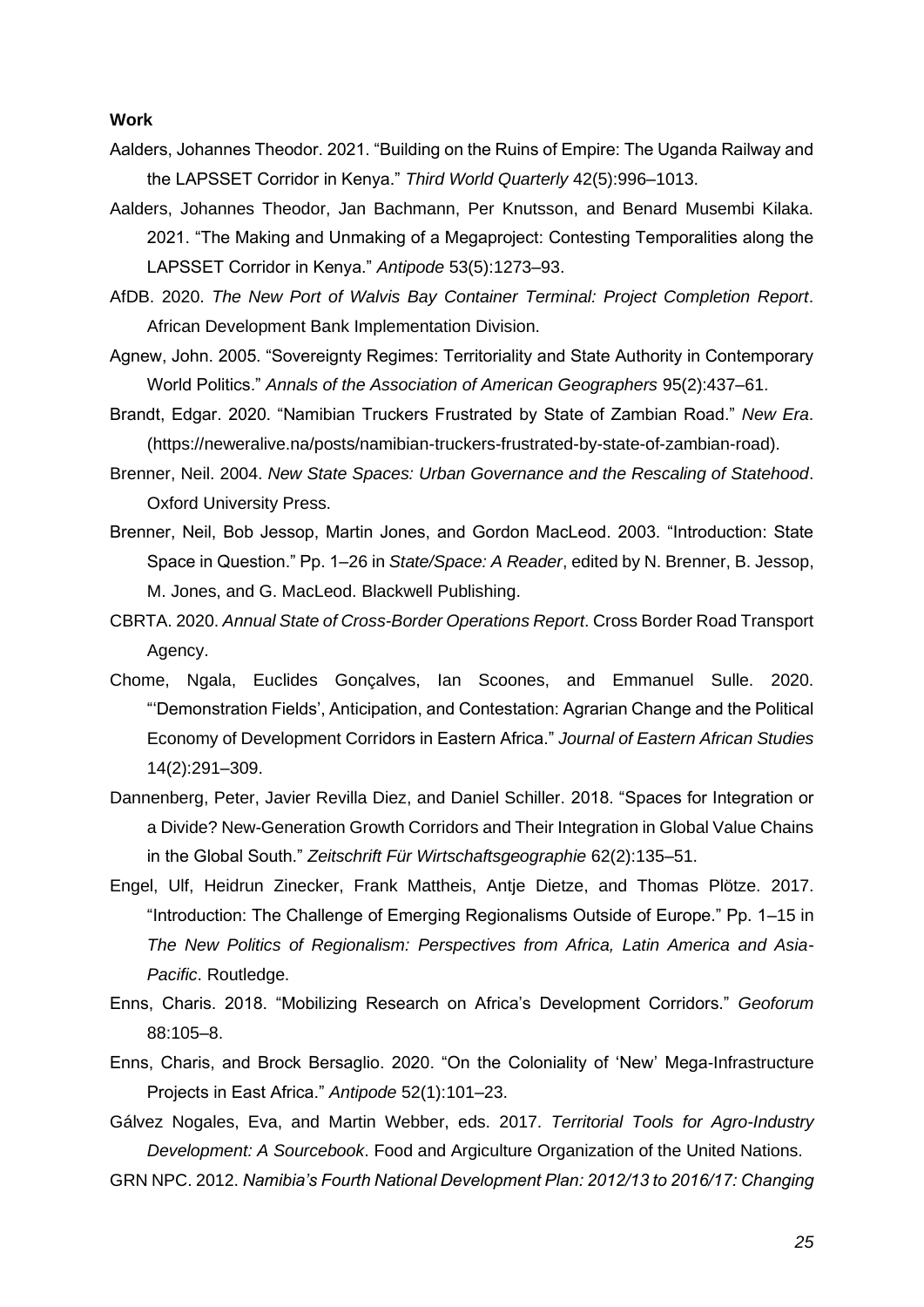**Work**

Aalders, Johannes Theodor. 2021. "Building on the Ruins of Empire: The Uganda Railway and the LAPSSET Corridor in Kenya." *Third World Quarterly* 42(5):996–1013.

Aalders, Johannes Theodor, Jan Bachmann, Per Knutsson, and Benard Musembi Kilaka. 2021. "The Making and Unmaking of a Megaproject: Contesting Temporalities along the LAPSSET Corridor in Kenya." *Antipode* 53(5):1273–93.

AfDB. 2020. *The New Port of Walvis Bay Container Terminal: Project Completion Report*. African Development Bank Implementation Division.

Agnew, John. 2005. "Sovereignty Regimes: Territoriality and State Authority in Contemporary World Politics." *Annals of the Association of American Geographers* 95(2):437–61.

Brandt, Edgar. 2020. "Namibian Truckers Frustrated by State of Zambian Road." *New Era*. (https://neweralive.na/posts/namibian-truckers-frustrated-by-state-of-zambian-road).

Brenner, Neil. 2004. *New State Spaces: Urban Governance and the Rescaling of Statehood*. Oxford University Press.

Brenner, Neil, Bob Jessop, Martin Jones, and Gordon MacLeod. 2003. "Introduction: State Space in Question." Pp. 1–26 in *State/Space: A Reader*, edited by N. Brenner, B. Jessop, M. Jones, and G. MacLeod. Blackwell Publishing.

CBRTA. 2020. *Annual State of Cross-Border Operations Report*. Cross Border Road Transport Agency.

Chome, Ngala, Euclides Gonçalves, Ian Scoones, and Emmanuel Sulle. 2020. "'Demonstration Fields', Anticipation, and Contestation: Agrarian Change and the Political Economy of Development Corridors in Eastern Africa." *Journal of Eastern African Studies* 14(2):291–309.

Dannenberg, Peter, Javier Revilla Diez, and Daniel Schiller. 2018. "Spaces for Integration or a Divide? New-Generation Growth Corridors and Their Integration in Global Value Chains in the Global South." *Zeitschrift Für Wirtschaftsgeographie* 62(2):135–51.

Engel, Ulf, Heidrun Zinecker, Frank Mattheis, Antje Dietze, and Thomas Plötze. 2017. "Introduction: The Challenge of Emerging Regionalisms Outside of Europe." Pp. 1–15 in *The New Politics of Regionalism: Perspectives from Africa, Latin America and Asia-Pacific*. Routledge.

Enns, Charis. 2018. "Mobilizing Research on Africa's Development Corridors." *Geoforum* 88:105–8.

Enns, Charis, and Brock Bersaglio. 2020. "On the Coloniality of 'New' Mega-Infrastructure Projects in East Africa." *Antipode* 52(1):101–23.

Gálvez Nogales, Eva, and Martin Webber, eds. 2017. *Territorial Tools for Agro-Industry Development: A Sourcebook*. Food and Argiculture Organization of the United Nations.

GRN NPC. 2012. *Namibia's Fourth National Development Plan: 2012/13 to 2016/17: Changing*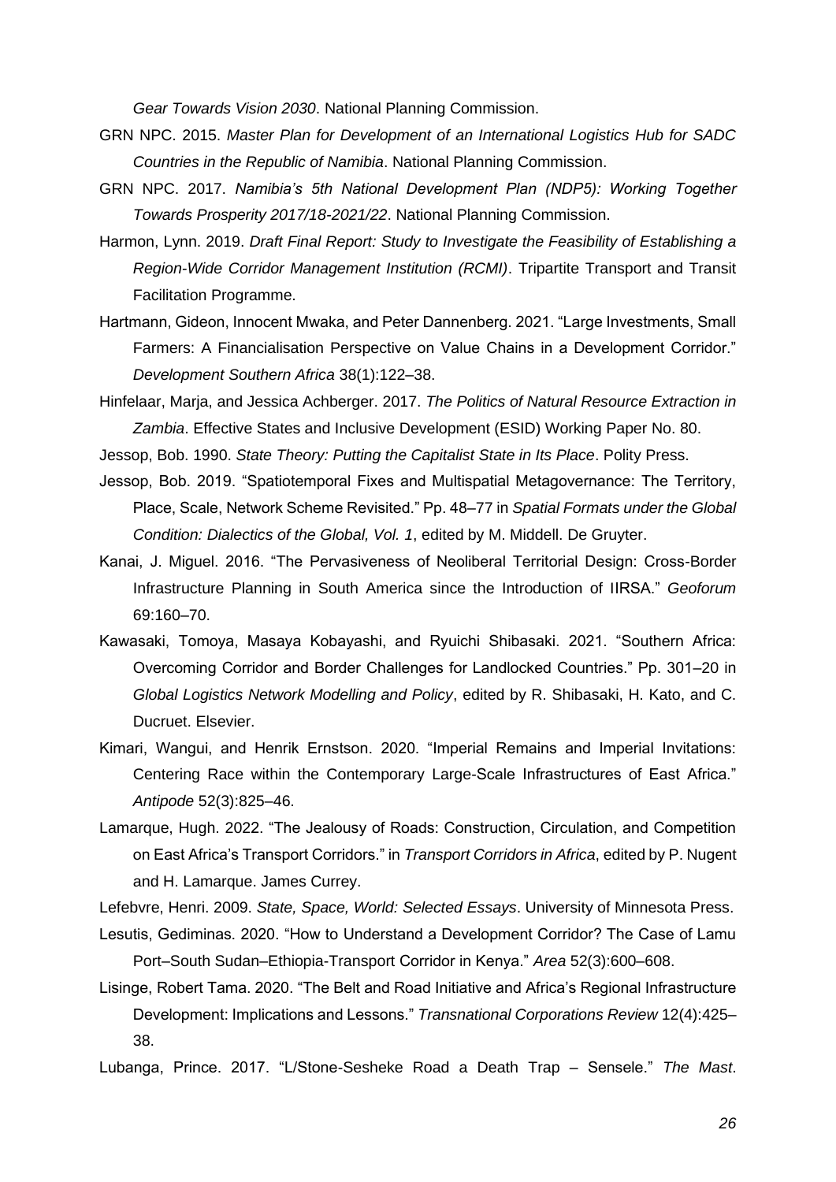*Gear Towards Vision 2030*. National Planning Commission.

GRN NPC. 2015. *Master Plan for Development of an International Logistics Hub for SADC Countries in the Republic of Namibia*. National Planning Commission.

GRN NPC. 2017. *Namibia's 5th National Development Plan (NDP5): Working Together Towards Prosperity 2017/18-2021/22*. National Planning Commission.

Harmon, Lynn. 2019. *Draft Final Report: Study to Investigate the Feasibility of Establishing a Region-Wide Corridor Management Institution (RCMI)*. Tripartite Transport and Transit Facilitation Programme.

Hartmann, Gideon, Innocent Mwaka, and Peter Dannenberg. 2021. "Large Investments, Small Farmers: A Financialisation Perspective on Value Chains in a Development Corridor." *Development Southern Africa* 38(1):122–38.

Hinfelaar, Marja, and Jessica Achberger. 2017. *The Politics of Natural Resource Extraction in Zambia*. Effective States and Inclusive Development (ESID) Working Paper No. 80.

Jessop, Bob. 1990. *State Theory: Putting the Capitalist State in Its Place*. Polity Press.

Jessop, Bob. 2019. "Spatiotemporal Fixes and Multispatial Metagovernance: The Territory, Place, Scale, Network Scheme Revisited." Pp. 48–77 in *Spatial Formats under the Global Condition: Dialectics of the Global, Vol. 1*, edited by M. Middell. De Gruyter.

Kanai, J. Miguel. 2016. "The Pervasiveness of Neoliberal Territorial Design: Cross-Border Infrastructure Planning in South America since the Introduction of IIRSA." *Geoforum* 69:160–70.

Kawasaki, Tomoya, Masaya Kobayashi, and Ryuichi Shibasaki. 2021. "Southern Africa: Overcoming Corridor and Border Challenges for Landlocked Countries." Pp. 301–20 in *Global Logistics Network Modelling and Policy*, edited by R. Shibasaki, H. Kato, and C. Ducruet. Elsevier.

Kimari, Wangui, and Henrik Ernstson. 2020. "Imperial Remains and Imperial Invitations: Centering Race within the Contemporary Large-Scale Infrastructures of East Africa." *Antipode* 52(3):825–46.

Lamarque, Hugh. 2022. "The Jealousy of Roads: Construction, Circulation, and Competition on East Africa's Transport Corridors." in *Transport Corridors in Africa*, edited by P. Nugent and H. Lamarque. James Currey.

Lefebvre, Henri. 2009. *State, Space, World: Selected Essays*. University of Minnesota Press.

Lesutis, Gediminas. 2020. "How to Understand a Development Corridor? The Case of Lamu Port–South Sudan–Ethiopia-Transport Corridor in Kenya." *Area* 52(3):600–608.

Lisinge, Robert Tama. 2020. "The Belt and Road Initiative and Africa's Regional Infrastructure Development: Implications and Lessons." *Transnational Corporations Review* 12(4):425–38.

Lubanga, Prince. 2017. "L/Stone-Sesheke Road a Death Trap – Sensele." *The Mast*.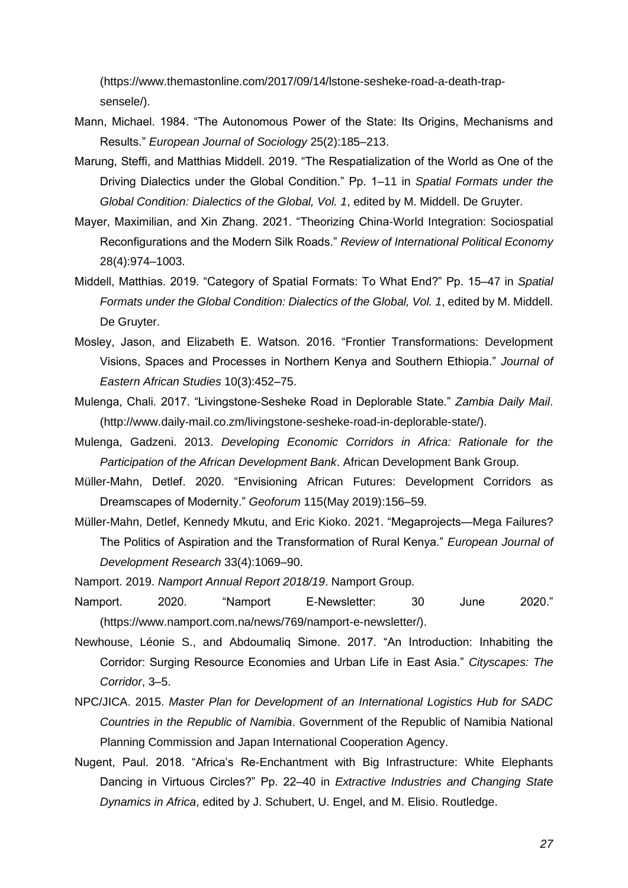(https://www.themastonline.com/2017/09/14/lstone-sesheke-road-a-death-trap-sensele/).

Mann, Michael. 1984. "The Autonomous Power of the State: Its Origins, Mechanisms and Results." *European Journal of Sociology* 25(2):185–213.

Marung, Steffi, and Matthias Middell. 2019. "The Respatialization of the World as One of the Driving Dialectics under the Global Condition." Pp. 1–11 in *Spatial Formats under the Global Condition: Dialectics of the Global, Vol. 1*, edited by M. Middell. De Gruyter.

Mayer, Maximilian, and Xin Zhang. 2021. "Theorizing China-World Integration: Sociospatial Reconfigurations and the Modern Silk Roads." *Review of International Political Economy* 28(4):974–1003.

Middell, Matthias. 2019. "Category of Spatial Formats: To What End?" Pp. 15–47 in *Spatial Formats under the Global Condition: Dialectics of the Global, Vol. 1*, edited by M. Middell. De Gruyter.

Mosley, Jason, and Elizabeth E. Watson. 2016. "Frontier Transformations: Development Visions, Spaces and Processes in Northern Kenya and Southern Ethiopia." *Journal of Eastern African Studies* 10(3):452–75.

Mulenga, Chali. 2017. "Livingstone-Sesheke Road in Deplorable State." *Zambia Daily Mail*. (http://www.daily-mail.co.zm/livingstone-sesheke-road-in-deplorable-state/).

Mulenga, Gadzeni. 2013. *Developing Economic Corridors in Africa: Rationale for the Participation of the African Development Bank*. African Development Bank Group.

Müller-Mahn, Detlef. 2020. "Envisioning African Futures: Development Corridors as Dreamscapes of Modernity." *Geoforum* 115(May 2019):156–59.

Müller-Mahn, Detlef, Kennedy Mkutu, and Eric Kioko. 2021. "Megaprojects—Mega Failures? The Politics of Aspiration and the Transformation of Rural Kenya." *European Journal of Development Research* 33(4):1069–90.

Namport. 2019. *Namport Annual Report 2018/19*. Namport Group.

Namport. 2020. "Namport E-Newsletter: 30 June 2020." (https://www.namport.com.na/news/769/namport-e-newsletter/).

Newhouse, Léonie S., and Abdoumaliq Simone. 2017. "An Introduction: Inhabiting the Corridor: Surging Resource Economies and Urban Life in East Asia." *Cityscapes: The Corridor*, 3–5.

NPC/JICA. 2015. *Master Plan for Development of an International Logistics Hub for SADC Countries in the Republic of Namibia*. Government of the Republic of Namibia National Planning Commission and Japan International Cooperation Agency.

Nugent, Paul. 2018. "Africa's Re-Enchantment with Big Infrastructure: White Elephants Dancing in Virtuous Circles?" Pp. 22–40 in *Extractive Industries and Changing State Dynamics in Africa*, edited by J. Schubert, U. Engel, and M. Elisio. Routledge.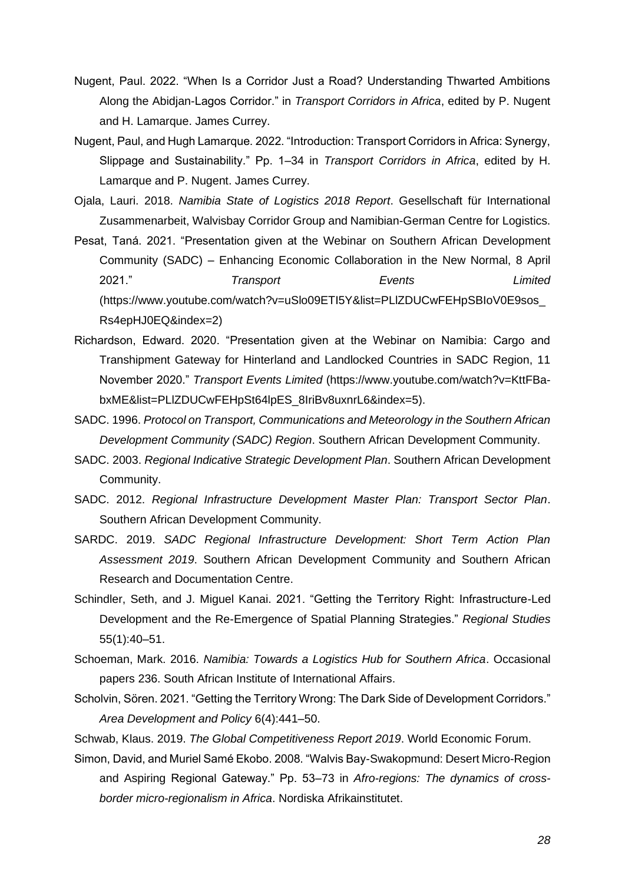Nugent, Paul. 2022. "When Is a Corridor Just a Road? Understanding Thwarted Ambitions Along the Abidjan-Lagos Corridor." in *Transport Corridors in Africa*, edited by P. Nugent and H. Lamarque. James Currey.

Nugent, Paul, and Hugh Lamarque. 2022. "Introduction: Transport Corridors in Africa: Synergy, Slippage and Sustainability." Pp. 1–34 in *Transport Corridors in Africa*, edited by H. Lamarque and P. Nugent. James Currey.

Ojala, Lauri. 2018. *Namibia State of Logistics 2018 Report*. Gesellschaft für International Zusammenarbeit, Walvisbay Corridor Group and Namibian-German Centre for Logistics.

Pesat, Taná. 2021. "Presentation given at the Webinar on Southern African Development Community (SADC) – Enhancing Economic Collaboration in the New Normal, 8 April 2021." *Transport Events Limited* (https://www.youtube.com/watch?v=uSlo09ETI5Y&list=PLlZDUCwFEHpSBIoV0E9sos_Rs4epHJ0EQ&index=2)

Richardson, Edward. 2020. "Presentation given at the Webinar on Namibia: Cargo and Transhipment Gateway for Hinterland and Landlocked Countries in SADC Region, 11 November 2020." *Transport Events Limited* (https://www.youtube.com/watch?v=KttFBa-bxME&list=PLlZDUCwFEHpSt64lpES_8IriBv8uxnrL6&index=5).

SADC. 1996. *Protocol on Transport, Communications and Meteorology in the Southern African Development Community (SADC) Region*. Southern African Development Community.

SADC. 2003. *Regional Indicative Strategic Development Plan*. Southern African Development Community.

SADC. 2012. *Regional Infrastructure Development Master Plan: Transport Sector Plan*. Southern African Development Community.

SARDC. 2019. *SADC Regional Infrastructure Development: Short Term Action Plan Assessment 2019*. Southern African Development Community and Southern African Research and Documentation Centre.

Schindler, Seth, and J. Miguel Kanai. 2021. "Getting the Territory Right: Infrastructure-Led Development and the Re-Emergence of Spatial Planning Strategies." *Regional Studies* 55(1):40–51.

Schoeman, Mark. 2016. *Namibia: Towards a Logistics Hub for Southern Africa*. Occasional papers 236. South African Institute of International Affairs.

Scholvin, Sören. 2021. "Getting the Territory Wrong: The Dark Side of Development Corridors." *Area Development and Policy* 6(4):441–50.

Schwab, Klaus. 2019. *The Global Competitiveness Report 2019*. World Economic Forum.

Simon, David, and Muriel Samé Ekobo. 2008. "Walvis Bay-Swakopmund: Desert Micro-Region and Aspiring Regional Gateway." Pp. 53–73 in *Afro-regions: The dynamics of cross-border micro-regionalism in Africa*. Nordiska Afrikainstitutet.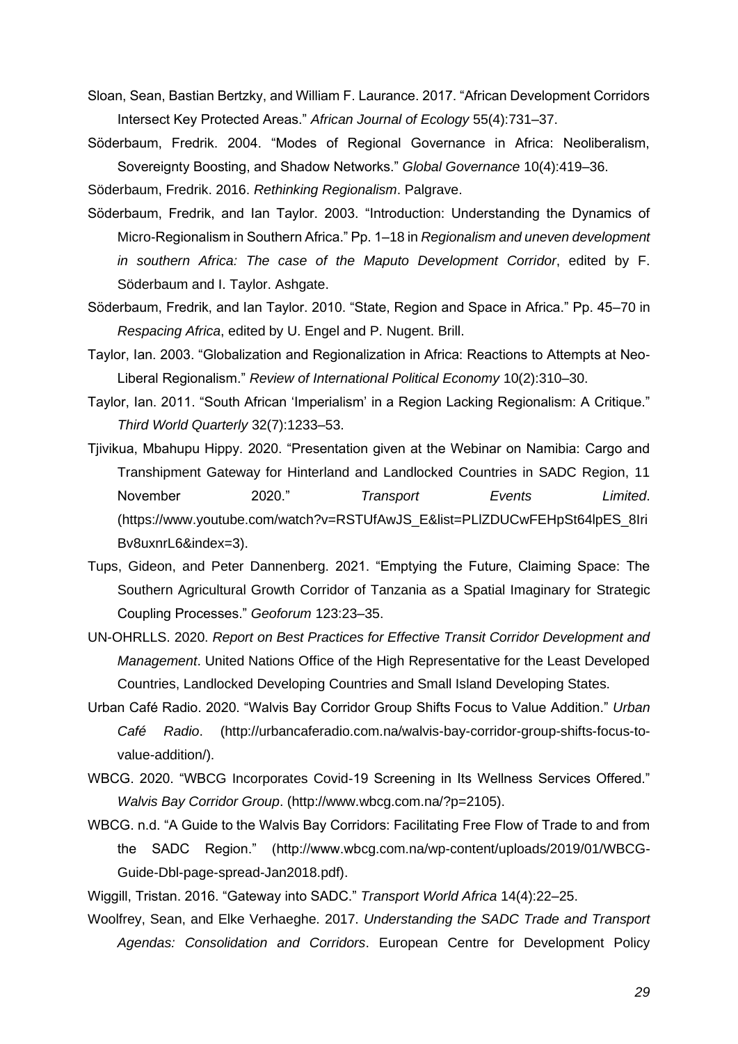Sloan, Sean, Bastian Bertzky, and William F. Laurance. 2017. "African Development Corridors Intersect Key Protected Areas." *African Journal of Ecology* 55(4):731–37.

Söderbaum, Fredrik. 2004. "Modes of Regional Governance in Africa: Neoliberalism, Sovereignty Boosting, and Shadow Networks." *Global Governance* 10(4):419–36.

Söderbaum, Fredrik. 2016. *Rethinking Regionalism*. Palgrave.

Söderbaum, Fredrik, and Ian Taylor. 2003. "Introduction: Understanding the Dynamics of Micro-Regionalism in Southern Africa." Pp. 1–18 in *Regionalism and uneven development in southern Africa: The case of the Maputo Development Corridor*, edited by F. Söderbaum and I. Taylor. Ashgate.

Söderbaum, Fredrik, and Ian Taylor. 2010. "State, Region and Space in Africa." Pp. 45–70 in *Respacing Africa*, edited by U. Engel and P. Nugent. Brill.

Taylor, Ian. 2003. "Globalization and Regionalization in Africa: Reactions to Attempts at Neo-Liberal Regionalism." *Review of International Political Economy* 10(2):310–30.

Taylor, Ian. 2011. "South African 'Imperialism' in a Region Lacking Regionalism: A Critique." *Third World Quarterly* 32(7):1233–53.

Tjivikua, Mbahupu Hippy. 2020. "Presentation given at the Webinar on Namibia: Cargo and Transhipment Gateway for Hinterland and Landlocked Countries in SADC Region, 11 November 2020." *Transport Events Limited*. (https://www.youtube.com/watch?v=RSTUfAwJS_E&list=PLlZDUCwFEHpSt64lpES_8IriBv8uxnrL6&index=3).

Tups, Gideon, and Peter Dannenberg. 2021. "Emptying the Future, Claiming Space: The Southern Agricultural Growth Corridor of Tanzania as a Spatial Imaginary for Strategic Coupling Processes." *Geoforum* 123:23–35.

UN-OHRLLS. 2020. *Report on Best Practices for Effective Transit Corridor Development and Management*. United Nations Office of the High Representative for the Least Developed Countries, Landlocked Developing Countries and Small Island Developing States.

Urban Café Radio. 2020. "Walvis Bay Corridor Group Shifts Focus to Value Addition." *Urban Café Radio*. (http://urbancaferadio.com.na/walvis-bay-corridor-group-shifts-focus-to-value-addition/).

WBCG. 2020. "WBCG Incorporates Covid-19 Screening in Its Wellness Services Offered." *Walvis Bay Corridor Group*. (http://www.wbcg.com.na/?p=2105).

WBCG. n.d. "A Guide to the Walvis Bay Corridors: Facilitating Free Flow of Trade to and from the SADC Region." (http://www.wbcg.com.na/wp-content/uploads/2019/01/WBCG-Guide-Dbl-page-spread-Jan2018.pdf).

Wiggill, Tristan. 2016. "Gateway into SADC." *Transport World Africa* 14(4):22–25.

Woolfrey, Sean, and Elke Verhaeghe. 2017. *Understanding the SADC Trade and Transport Agendas: Consolidation and Corridors*. European Centre for Development Policy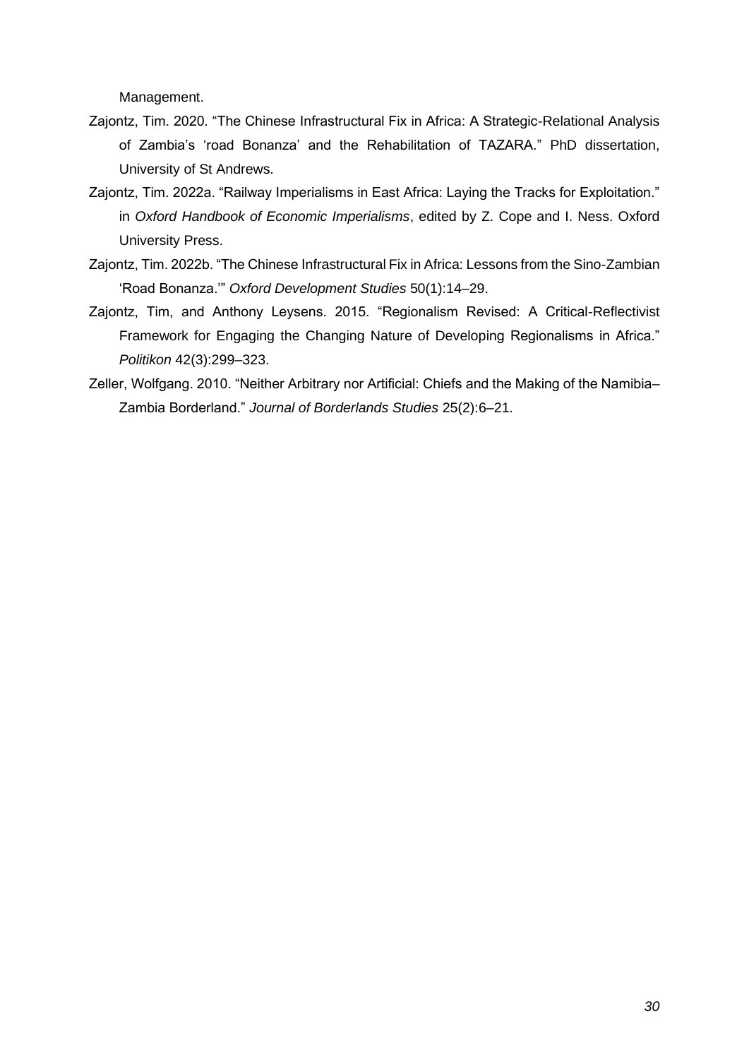Management.

Zajontz, Tim. 2020. "The Chinese Infrastructural Fix in Africa: A Strategic-Relational Analysis of Zambia's 'road Bonanza' and the Rehabilitation of TAZARA." PhD dissertation, University of St Andrews.

Zajontz, Tim. 2022a. "Railway Imperialisms in East Africa: Laying the Tracks for Exploitation." in *Oxford Handbook of Economic Imperialisms*, edited by Z. Cope and I. Ness. Oxford University Press.

Zajontz, Tim. 2022b. "The Chinese Infrastructural Fix in Africa: Lessons from the Sino-Zambian 'Road Bonanza.'" *Oxford Development Studies* 50(1):14–29.

Zajontz, Tim, and Anthony Leysens. 2015. "Regionalism Revised: A Critical-Reflectivist Framework for Engaging the Changing Nature of Developing Regionalisms in Africa." *Politikon* 42(3):299–323.

Zeller, Wolfgang. 2010. "Neither Arbitrary nor Artificial: Chiefs and the Making of the Namibia–Zambia Borderland." *Journal of Borderlands Studies* 25(2):6–21.